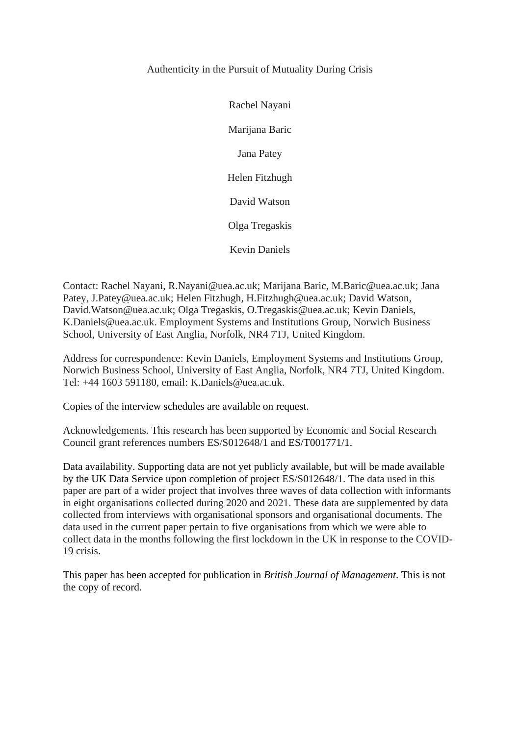# Authenticity in the Pursuit of Mutuality During Crisis

Rachel Nayani

Marijana Baric

Jana Patey

Helen Fitzhugh

David Watson

Olga Tregaskis

Kevin Daniels

Contact: Rachel Nayani, R.Nayani@uea.ac.uk; Marijana Baric, M.Baric@uea.ac.uk; Jana Patey, J.Patey@uea.ac.uk; Helen Fitzhugh, H.Fitzhugh@uea.ac.uk; David Watson, David.Watson@uea.ac.uk; Olga Tregaskis, O.Tregaskis@uea.ac.uk; Kevin Daniels, K.Daniels@uea.ac.uk. Employment Systems and Institutions Group, Norwich Business School, University of East Anglia, Norfolk, NR4 7TJ, United Kingdom.

Address for correspondence: Kevin Daniels, Employment Systems and Institutions Group, Norwich Business School, University of East Anglia, Norfolk, NR4 7TJ, United Kingdom. Tel: +44 1603 591180, email: K.Daniels@uea.ac.uk.

Copies of the interview schedules are available on request.

Acknowledgements. This research has been supported by Economic and Social Research Council grant references numbers ES/S012648/1 and ES/T001771/1.

Data availability. Supporting data are not yet publicly available, but will be made available by the UK Data Service upon completion of project ES/S012648/1. The data used in this paper are part of a wider project that involves three waves of data collection with informants in eight organisations collected during 2020 and 2021. These data are supplemented by data collected from interviews with organisational sponsors and organisational documents. The data used in the current paper pertain to five organisations from which we were able to collect data in the months following the first lockdown in the UK in response to the COVID-19 crisis.

This paper has been accepted for publication in *British Journal of Management*. This is not the copy of record.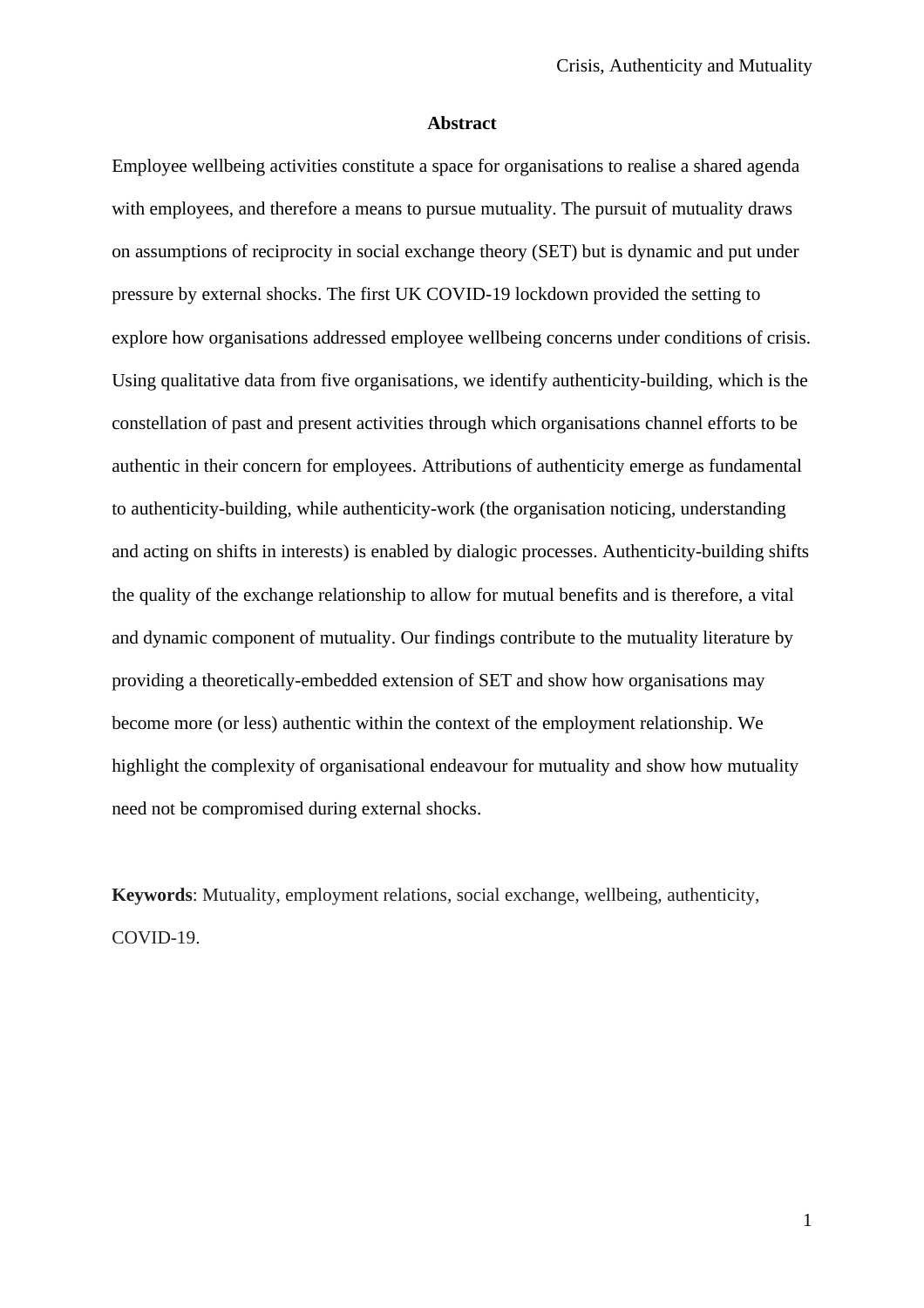## Abstract

Employee wellbeing activities constitute a space for organisations to realise a shared agenda with employees, and therefore a means to pursue mutuality. The pursuit of mutuality draws on assumptions of reciprocity in social exchange theory (SET) but is dynamic and put under pressure by external shocks. The first UK COVID-19 lockdown provided the setting to explore how organisations addressed employee wellbeing concerns under conditions of crisis. Using qualitative data from five organisations, we identify authenticity-building, which is the constellation of past and present activities through which organisations channel efforts to be authentic in their concern for employees. Attributions of authenticity emerge as fundamental to authenticity-building, while authenticity-work (the organisation noticing, understanding and acting on shifts in interests) is enabled by dialogic processes. Authenticity-building shifts the quality of the exchange relationship to allow for mutual benefits and is therefore, a vital and dynamic component of mutuality. Our findings contribute to the mutuality literature by providing a theoretically-embedded extension of SET and show how organisations may become more (or less) authentic within the context of the employment relationship. We highlight the complexity of organisational endeavour for mutuality and show how mutuality need not be compromised during external shocks.

**Keywords**: Mutuality, employment relations, social exchange, wellbeing, authenticity, COVID-19.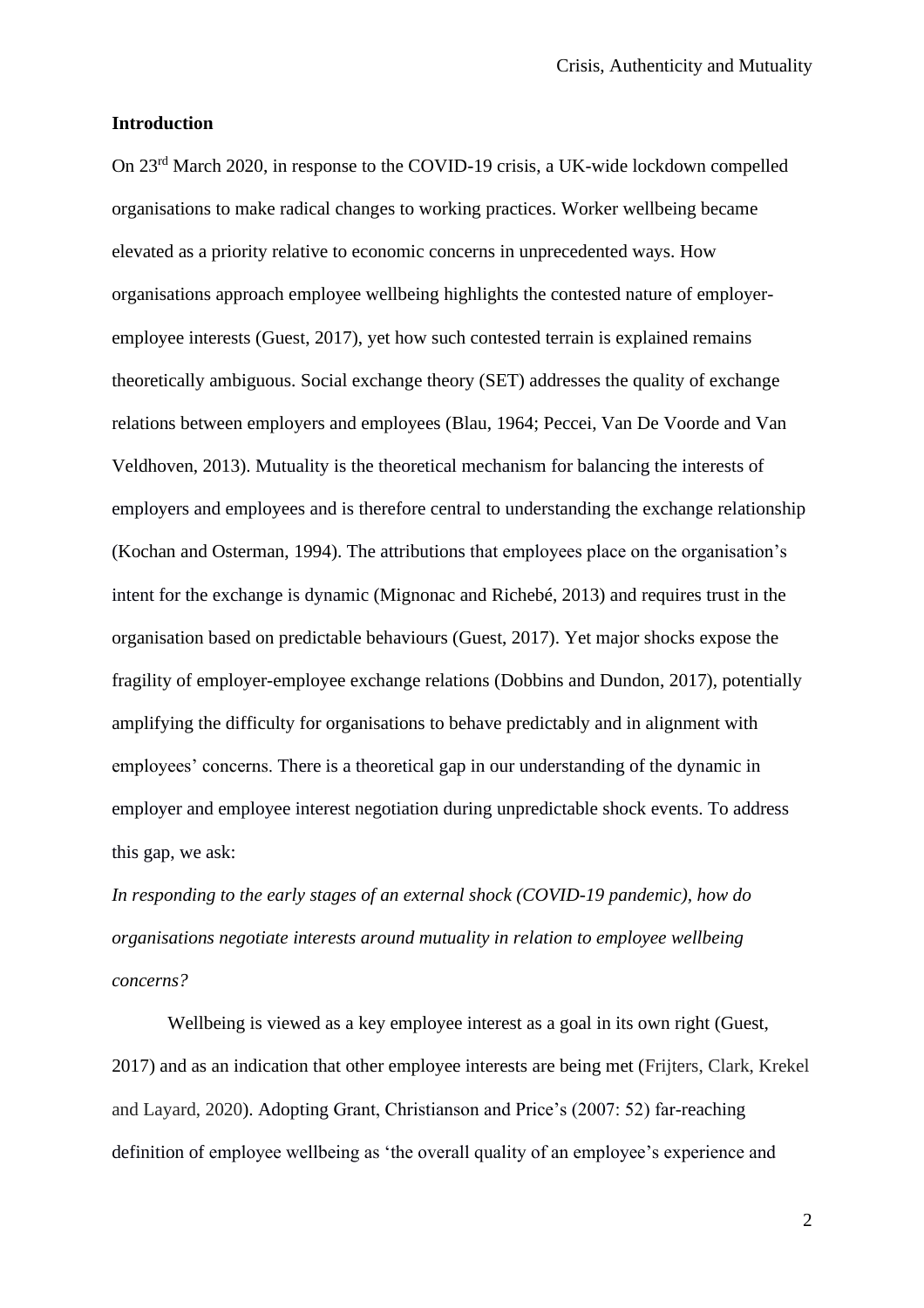## Introduction

On 23rd March 2020, in response to the COVID-19 crisis, a UK-wide lockdown compelled organisations to make radical changes to working practices. Worker wellbeing became elevated as a priority relative to economic concerns in unprecedented ways. How organisations approach employee wellbeing highlights the contested nature of employer-employee interests (Guest, 2017), yet how such contested terrain is explained remains theoretically ambiguous. Social exchange theory (SET) addresses the quality of exchange relations between employers and employees (Blau, 1964; Peccei, Van De Voorde and Van Veldhoven, 2013). Mutuality is the theoretical mechanism for balancing the interests of employers and employees and is therefore central to understanding the exchange relationship (Kochan and Osterman, 1994). The attributions that employees place on the organisation's intent for the exchange is dynamic (Mignonac and Richebé, 2013) and requires trust in the organisation based on predictable behaviours (Guest, 2017). Yet major shocks expose the fragility of employer-employee exchange relations (Dobbins and Dundon, 2017), potentially amplifying the difficulty for organisations to behave predictably and in alignment with employees' concerns. There is a theoretical gap in our understanding of the dynamic in employer and employee interest negotiation during unpredictable shock events. To address this gap, we ask:

*In responding to the early stages of an external shock (COVID-19 pandemic), how do organisations negotiate interests around mutuality in relation to employee wellbeing concerns?*

Wellbeing is viewed as a key employee interest as a goal in its own right (Guest, 2017) and as an indication that other employee interests are being met (Frijters, Clark, Krekel and Layard, 2020). Adopting Grant, Christianson and Price's (2007: 52) far-reaching definition of employee wellbeing as 'the overall quality of an employee's experience and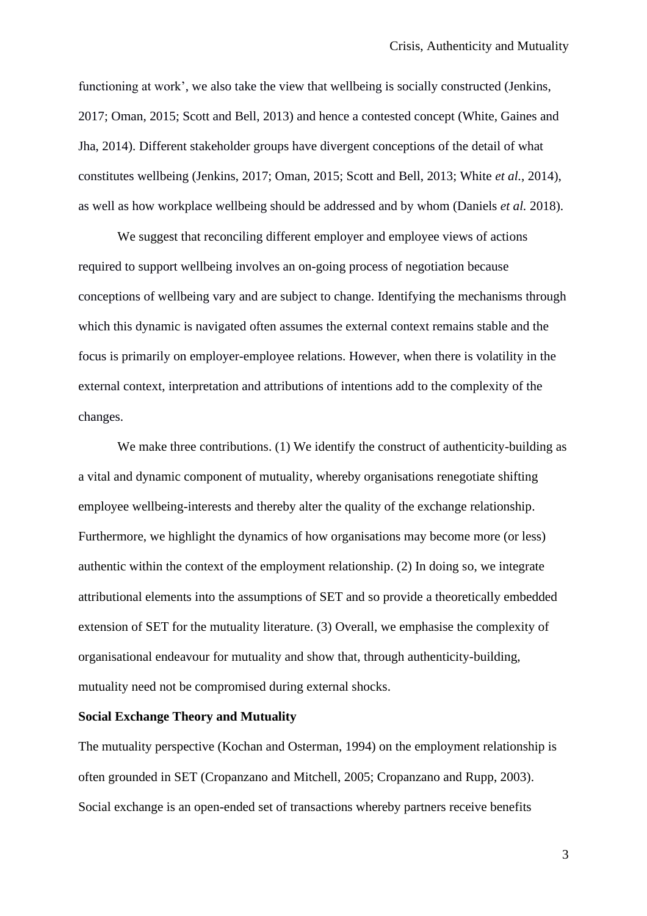functioning at work', we also take the view that wellbeing is socially constructed (Jenkins, 2017; Oman, 2015; Scott and Bell, 2013) and hence a contested concept (White, Gaines and Jha, 2014). Different stakeholder groups have divergent conceptions of the detail of what constitutes wellbeing (Jenkins, 2017; Oman, 2015; Scott and Bell, 2013; White *et al.*, 2014), as well as how workplace wellbeing should be addressed and by whom (Daniels *et al.* 2018).

We suggest that reconciling different employer and employee views of actions required to support wellbeing involves an on-going process of negotiation because conceptions of wellbeing vary and are subject to change. Identifying the mechanisms through which this dynamic is navigated often assumes the external context remains stable and the focus is primarily on employer-employee relations. However, when there is volatility in the external context, interpretation and attributions of intentions add to the complexity of the changes.

We make three contributions. (1) We identify the construct of authenticity-building as a vital and dynamic component of mutuality, whereby organisations renegotiate shifting employee wellbeing-interests and thereby alter the quality of the exchange relationship. Furthermore, we highlight the dynamics of how organisations may become more (or less) authentic within the context of the employment relationship. (2) In doing so, we integrate attributional elements into the assumptions of SET and so provide a theoretically embedded extension of SET for the mutuality literature. (3) Overall, we emphasise the complexity of organisational endeavour for mutuality and show that, through authenticity-building, mutuality need not be compromised during external shocks.

**Social Exchange Theory and Mutuality**

The mutuality perspective (Kochan and Osterman, 1994) on the employment relationship is often grounded in SET (Cropanzano and Mitchell, 2005; Cropanzano and Rupp, 2003). Social exchange is an open-ended set of transactions whereby partners receive benefits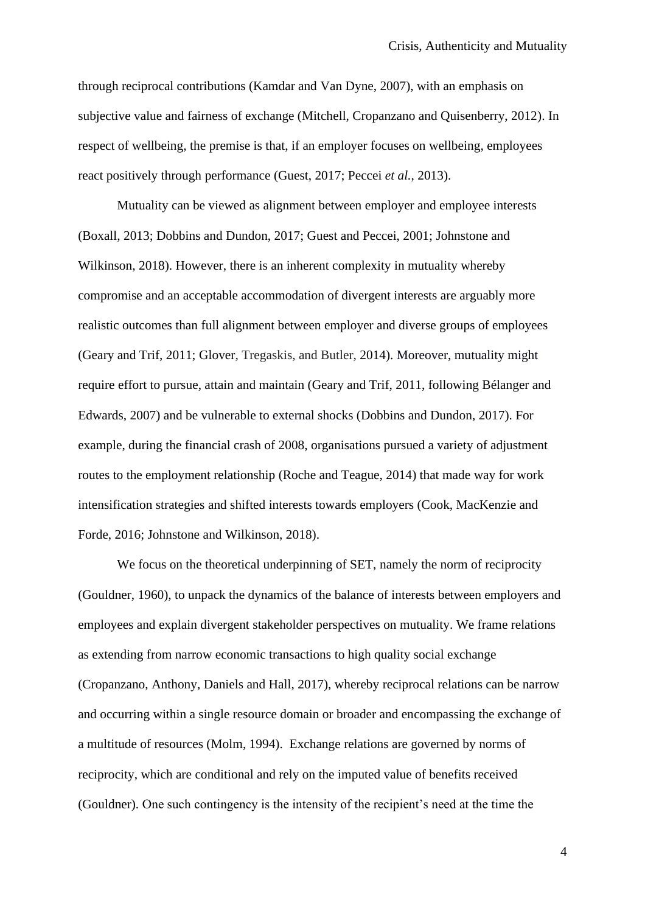through reciprocal contributions (Kamdar and Van Dyne, 2007), with an emphasis on subjective value and fairness of exchange (Mitchell, Cropanzano and Quisenberry, 2012). In respect of wellbeing, the premise is that, if an employer focuses on wellbeing, employees react positively through performance (Guest, 2017; Peccei *et al.*, 2013).

Mutuality can be viewed as alignment between employer and employee interests (Boxall, 2013; Dobbins and Dundon, 2017; Guest and Peccei, 2001; Johnstone and Wilkinson, 2018). However, there is an inherent complexity in mutuality whereby compromise and an acceptable accommodation of divergent interests are arguably more realistic outcomes than full alignment between employer and diverse groups of employees (Geary and Trif, 2011; Glover, Tregaskis, and Butler, 2014). Moreover, mutuality might require effort to pursue, attain and maintain (Geary and Trif, 2011, following Bélanger and Edwards, 2007) and be vulnerable to external shocks (Dobbins and Dundon, 2017). For example, during the financial crash of 2008, organisations pursued a variety of adjustment routes to the employment relationship (Roche and Teague, 2014) that made way for work intensification strategies and shifted interests towards employers (Cook, MacKenzie and Forde, 2016; Johnstone and Wilkinson, 2018).

We focus on the theoretical underpinning of SET, namely the norm of reciprocity (Gouldner, 1960), to unpack the dynamics of the balance of interests between employers and employees and explain divergent stakeholder perspectives on mutuality. We frame relations as extending from narrow economic transactions to high quality social exchange (Cropanzano, Anthony, Daniels and Hall, 2017), whereby reciprocal relations can be narrow and occurring within a single resource domain or broader and encompassing the exchange of a multitude of resources (Molm, 1994). Exchange relations are governed by norms of reciprocity, which are conditional and rely on the imputed value of benefits received (Gouldner). One such contingency is the intensity of the recipient's need at the time the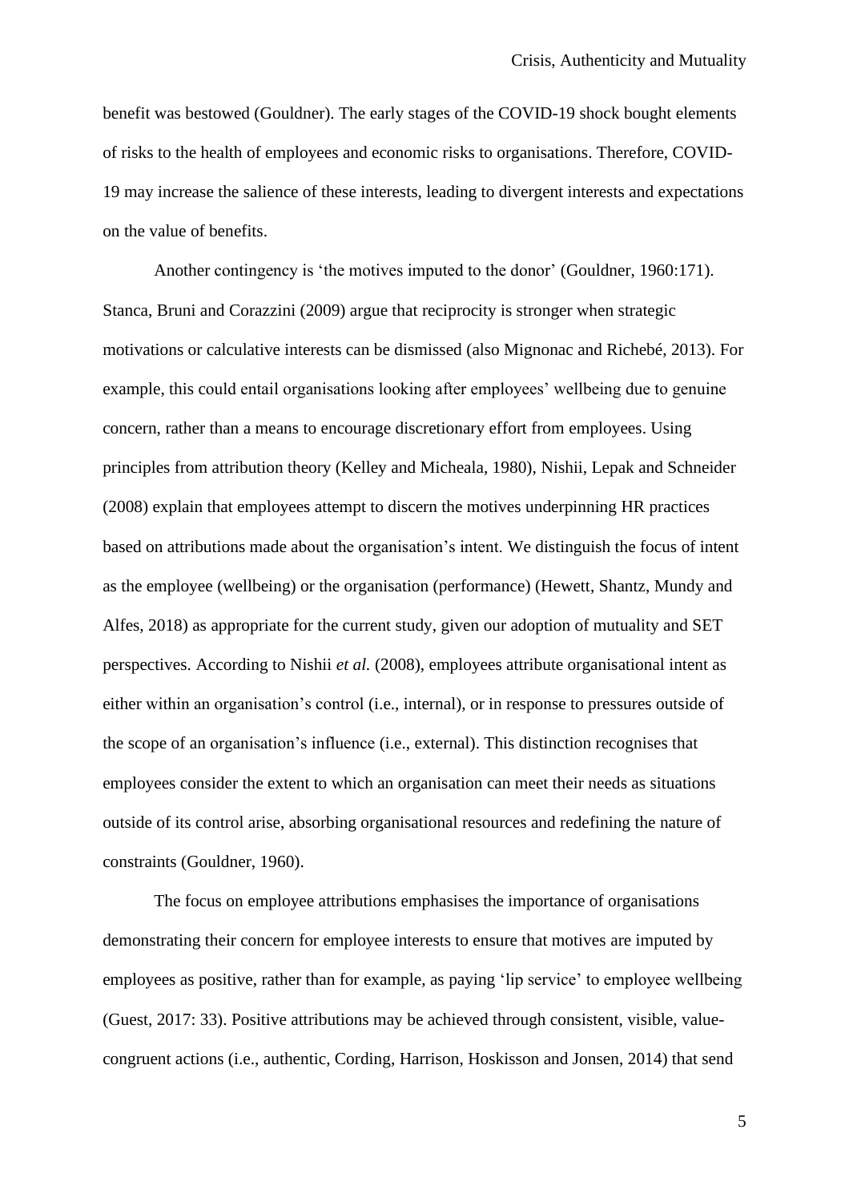benefit was bestowed (Gouldner). The early stages of the COVID-19 shock bought elements of risks to the health of employees and economic risks to organisations. Therefore, COVID-19 may increase the salience of these interests, leading to divergent interests and expectations on the value of benefits.

Another contingency is 'the motives imputed to the donor' (Gouldner, 1960:171). Stanca, Bruni and Corazzini (2009) argue that reciprocity is stronger when strategic motivations or calculative interests can be dismissed (also Mignonac and Richebé, 2013). For example, this could entail organisations looking after employees' wellbeing due to genuine concern, rather than a means to encourage discretionary effort from employees. Using principles from attribution theory (Kelley and Micheala, 1980), Nishii, Lepak and Schneider (2008) explain that employees attempt to discern the motives underpinning HR practices based on attributions made about the organisation's intent. We distinguish the focus of intent as the employee (wellbeing) or the organisation (performance) (Hewett, Shantz, Mundy and Alfes, 2018) as appropriate for the current study, given our adoption of mutuality and SET perspectives. According to Nishii *et al.* (2008), employees attribute organisational intent as either within an organisation's control (i.e., internal), or in response to pressures outside of the scope of an organisation's influence (i.e., external). This distinction recognises that employees consider the extent to which an organisation can meet their needs as situations outside of its control arise, absorbing organisational resources and redefining the nature of constraints (Gouldner, 1960).

The focus on employee attributions emphasises the importance of organisations demonstrating their concern for employee interests to ensure that motives are imputed by employees as positive, rather than for example, as paying 'lip service' to employee wellbeing (Guest, 2017: 33). Positive attributions may be achieved through consistent, visible, value-congruent actions (i.e., authentic, Cording, Harrison, Hoskisson and Jonsen, 2014) that send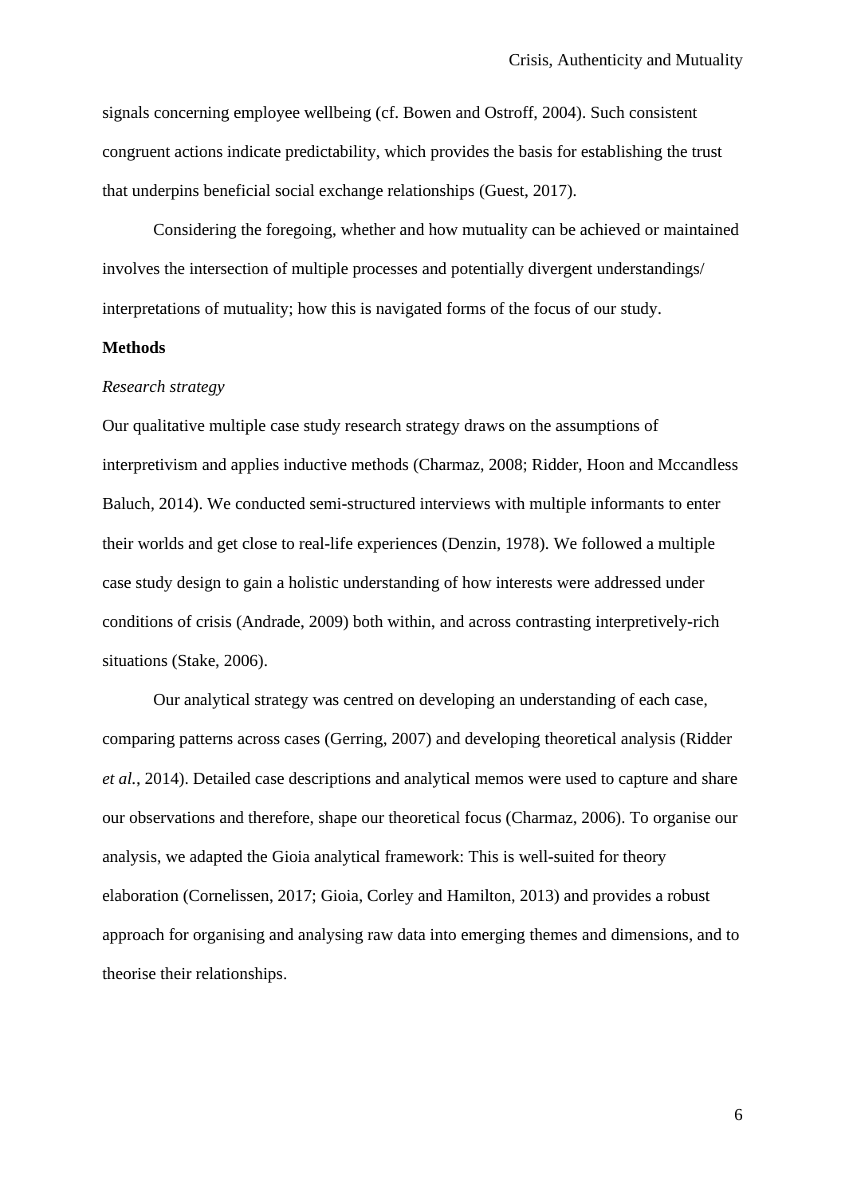signals concerning employee wellbeing (cf. Bowen and Ostroff, 2004). Such consistent congruent actions indicate predictability, which provides the basis for establishing the trust that underpins beneficial social exchange relationships (Guest, 2017).

Considering the foregoing, whether and how mutuality can be achieved or maintained involves the intersection of multiple processes and potentially divergent understandings/ interpretations of mutuality; how this is navigated forms of the focus of our study.

## Methods

### *Research strategy*

Our qualitative multiple case study research strategy draws on the assumptions of interpretivism and applies inductive methods (Charmaz, 2008; Ridder, Hoon and Mccandless Baluch, 2014). We conducted semi-structured interviews with multiple informants to enter their worlds and get close to real-life experiences (Denzin, 1978). We followed a multiple case study design to gain a holistic understanding of how interests were addressed under conditions of crisis (Andrade, 2009) both within, and across contrasting interpretively-rich situations (Stake, 2006).

Our analytical strategy was centred on developing an understanding of each case, comparing patterns across cases (Gerring, 2007) and developing theoretical analysis (Ridder *et al.*, 2014). Detailed case descriptions and analytical memos were used to capture and share our observations and therefore, shape our theoretical focus (Charmaz, 2006). To organise our analysis, we adapted the Gioia analytical framework: This is well-suited for theory elaboration (Cornelissen, 2017; Gioia, Corley and Hamilton, 2013) and provides a robust approach for organising and analysing raw data into emerging themes and dimensions, and to theorise their relationships.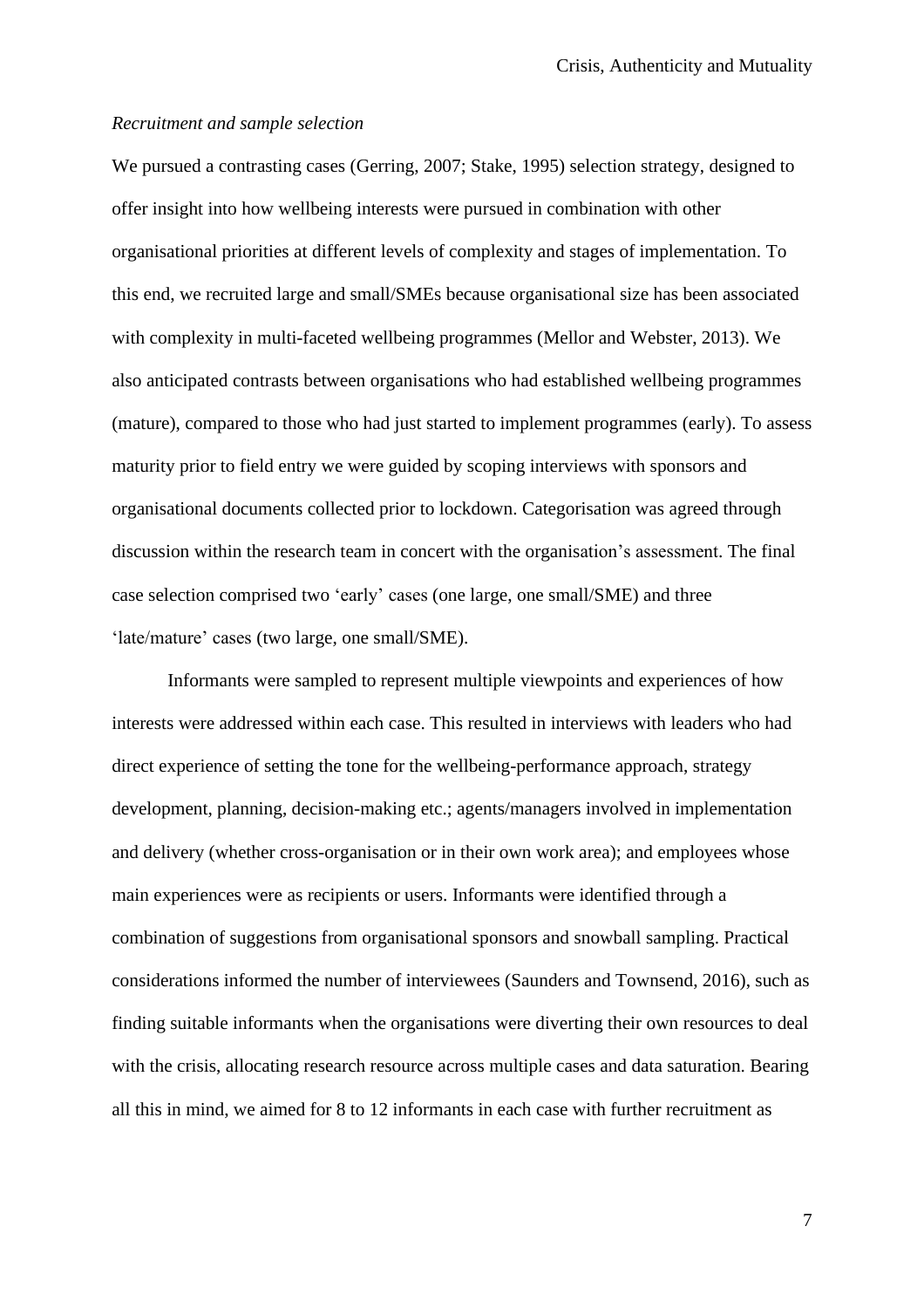*Recruitment and sample selection*

We pursued a contrasting cases (Gerring, 2007; Stake, 1995) selection strategy, designed to offer insight into how wellbeing interests were pursued in combination with other organisational priorities at different levels of complexity and stages of implementation. To this end, we recruited large and small/SMEs because organisational size has been associated with complexity in multi-faceted wellbeing programmes (Mellor and Webster, 2013). We also anticipated contrasts between organisations who had established wellbeing programmes (mature), compared to those who had just started to implement programmes (early). To assess maturity prior to field entry we were guided by scoping interviews with sponsors and organisational documents collected prior to lockdown. Categorisation was agreed through discussion within the research team in concert with the organisation's assessment. The final case selection comprised two 'early' cases (one large, one small/SME) and three 'late/mature' cases (two large, one small/SME).

Informants were sampled to represent multiple viewpoints and experiences of how interests were addressed within each case. This resulted in interviews with leaders who had direct experience of setting the tone for the wellbeing-performance approach, strategy development, planning, decision-making etc.; agents/managers involved in implementation and delivery (whether cross-organisation or in their own work area); and employees whose main experiences were as recipients or users. Informants were identified through a combination of suggestions from organisational sponsors and snowball sampling. Practical considerations informed the number of interviewees (Saunders and Townsend, 2016), such as finding suitable informants when the organisations were diverting their own resources to deal with the crisis, allocating research resource across multiple cases and data saturation. Bearing all this in mind, we aimed for 8 to 12 informants in each case with further recruitment as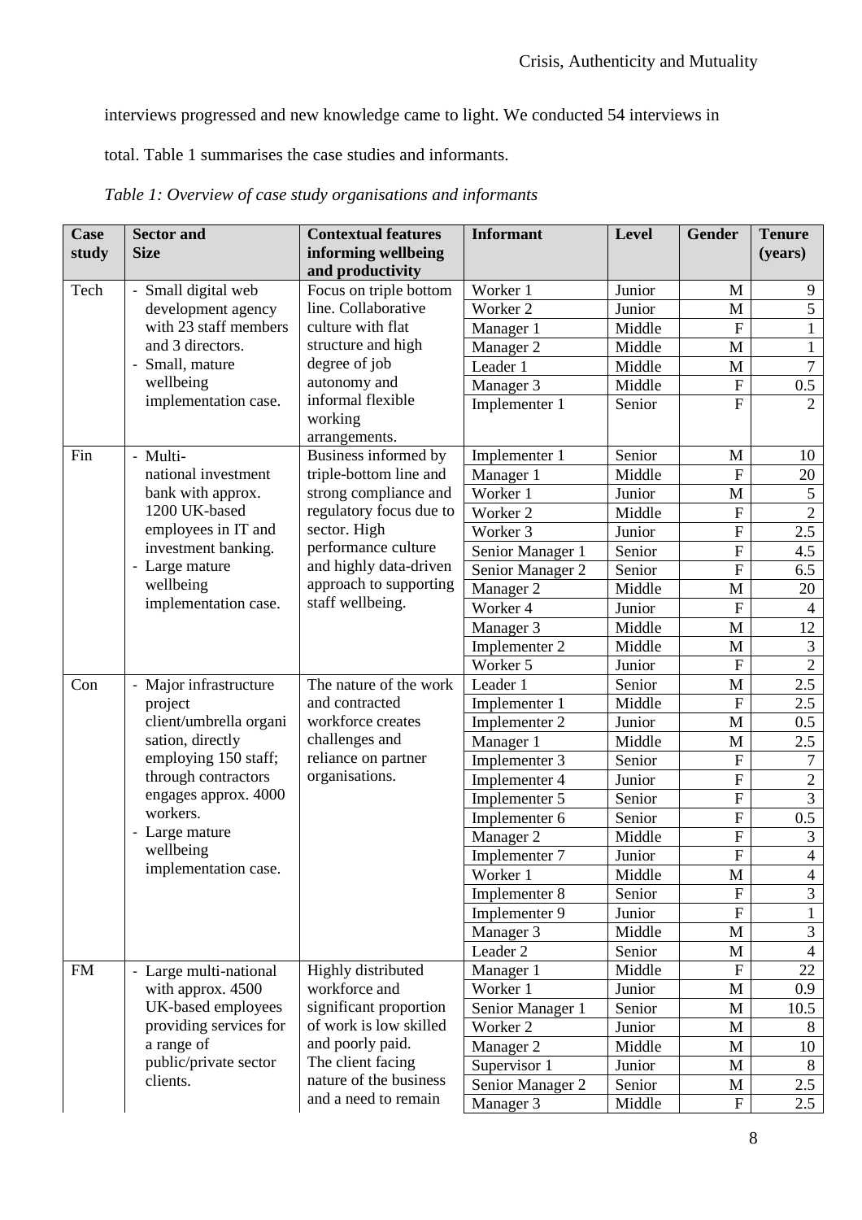interviews progressed and new knowledge came to light. We conducted 54 interviews in total. Table 1 summarises the case studies and informants.

*Table 1: Overview of case study organisations and informants*

| Case study | Sector and Size | Contextual features informing wellbeing and productivity | Informant | Level | Gender | Tenure (years) |
|---|---|---|---|---|---|---|
| Tech | - Small digital web development agency with 23 staff members and 3 directors. - Small, mature wellbeing implementation case. | Focus on triple bottom line. Collaborative culture with flat structure and high degree of job autonomy and informal flexible working arrangements. | Worker 1 | Junior | M | 9 |
| | | | Worker 2 | Junior | M | 5 |
| | | | Manager 1 | Middle | F | 1 |
| | | | Manager 2 | Middle | M | 1 |
| | | | Leader 1 | Middle | M | 7 |
| | | | Manager 3 | Middle | F | 0.5 |
| | | | Implementer 1 | Senior | F | 2 |
| Fin | - Multi-national investment bank with approx. 1200 UK-based employees in IT and investment banking. - Large mature wellbeing implementation case. | Business informed by triple-bottom line and strong compliance and regulatory focus due to sector. High performance culture and highly data-driven approach to supporting staff wellbeing. | Implementer 1 | Senior | M | 10 |
| | | | Manager 1 | Middle | F | 20 |
| | | | Worker 1 | Junior | M | 5 |
| | | | Worker 2 | Middle | F | 2 |
| | | | Worker 3 | Junior | F | 2.5 |
| | | | Senior Manager 1 | Senior | F | 4.5 |
| | | | Senior Manager 2 | Senior | F | 6.5 |
| | | | Manager 2 | Middle | M | 20 |
| | | | Worker 4 | Junior | F | 4 |
| | | | Manager 3 | Middle | M | 12 |
| | | | Implementer 2 | Middle | M | 3 |
| | | | Worker 5 | Junior | F | 2 |
| Con | - Major infrastructure project client/umbrella organisation, directly employing 150 staff; through contractors engages approx. 4000 workers. - Large mature wellbeing implementation case. | The nature of the work and contracted workforce creates challenges and reliance on partner organisations. | Leader 1 | Senior | M | 2.5 |
| | | | Implementer 1 | Middle | F | 2.5 |
| | | | Implementer 2 | Junior | M | 0.5 |
| | | | Manager 1 | Middle | M | 2.5 |
| | | | Implementer 3 | Senior | F | 7 |
| | | | Implementer 4 | Junior | F | 2 |
| | | | Implementer 5 | Senior | F | 3 |
| | | | Implementer 6 | Senior | F | 0.5 |
| | | | Manager 2 | Middle | F | 3 |
| | | | Implementer 7 | Junior | F | 4 |
| | | | Worker 1 | Middle | M | 4 |
| | | | Implementer 8 | Senior | F | 3 |
| | | | Implementer 9 | Junior | F | 1 |
| | | | Manager 3 | Middle | M | 3 |
| | | | Leader 2 | Senior | M | 4 |
| FM | - Large multi-national with approx. 4500 UK-based employees providing services for a range of public/private sector clients. | Highly distributed workforce and significant proportion of work is low skilled and poorly paid. The client facing nature of the business and a need to remain | Manager 1 | Middle | F | 22 |
| | | | Worker 1 | Junior | M | 0.9 |
| | | | Senior Manager 1 | Senior | M | 10.5 |
| | | | Worker 2 | Junior | M | 8 |
| | | | Manager 2 | Middle | M | 10 |
| | | | Supervisor 1 | Junior | M | 8 |
| | | | Senior Manager 2 | Senior | M | 2.5 |
| | | | Manager 3 | Middle | F | 2.5 |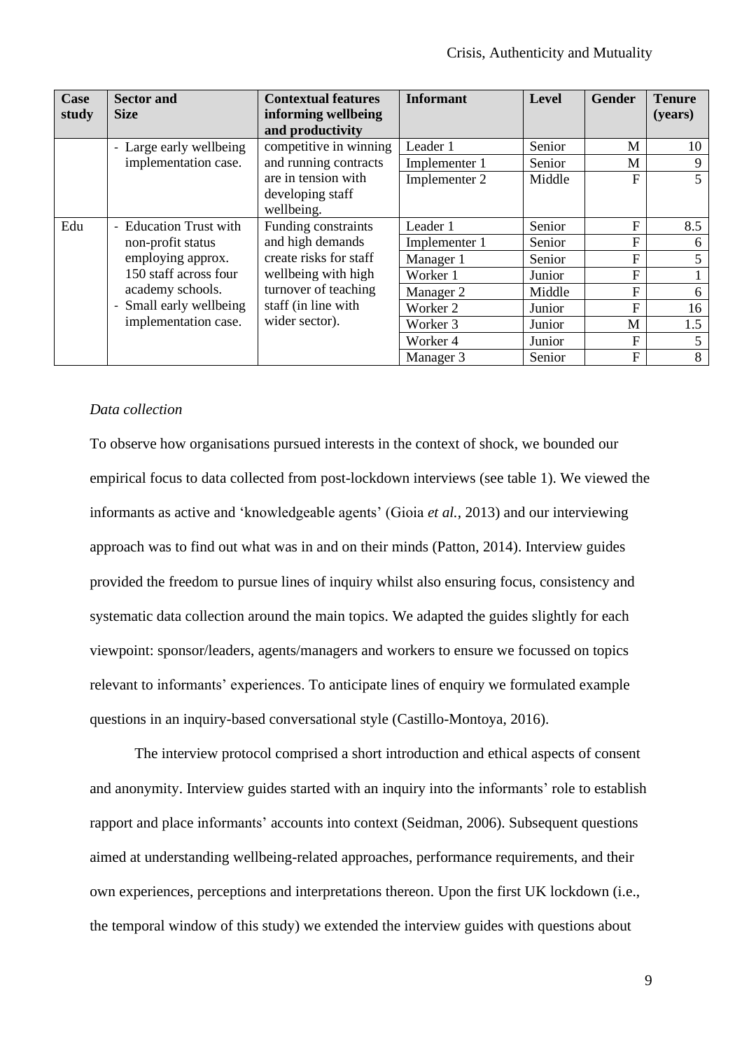| Case study | Sector and Size | Contextual features informing wellbeing and productivity | Informant | Level | Gender | Tenure (years) |
|---|---|---|---|---|---|---|
| | - Large early wellbeing implementation case. | competitive in winning and running contracts are in tension with developing staff wellbeing. | Leader 1 | Senior | M | 10 |
| | | | Implementer 1 | Senior | M | 9 |
| | | | Implementer 2 | Middle | F | 5 |
| Edu | - Education Trust with non-profit status employing approx. 150 staff across four academy schools.<br>- Small early wellbeing implementation case. | Funding constraints and high demands create risks for staff wellbeing with high turnover of teaching staff (in line with wider sector). | Leader 1 | Senior | F | 8.5 |
| | | | Implementer 1 | Senior | F | 6 |
| | | | Manager 1 | Senior | F | 5 |
| | | | Worker 1 | Junior | F | 1 |
| | | | Manager 2 | Middle | F | 6 |
| | | | Worker 2 | Junior | F | 16 |
| | | | Worker 3 | Junior | M | 1.5 |
| | | | Worker 4 | Junior | F | 5 |
| | | | Manager 3 | Senior | F | 8 |

*Data collection*

To observe how organisations pursued interests in the context of shock, we bounded our empirical focus to data collected from post-lockdown interviews (see table 1). We viewed the informants as active and 'knowledgeable agents' (Gioia *et al.*, 2013) and our interviewing approach was to find out what was in and on their minds (Patton, 2014). Interview guides provided the freedom to pursue lines of inquiry whilst also ensuring focus, consistency and systematic data collection around the main topics. We adapted the guides slightly for each viewpoint: sponsor/leaders, agents/managers and workers to ensure we focussed on topics relevant to informants' experiences. To anticipate lines of enquiry we formulated example questions in an inquiry-based conversational style (Castillo-Montoya, 2016).

The interview protocol comprised a short introduction and ethical aspects of consent and anonymity. Interview guides started with an inquiry into the informants' role to establish rapport and place informants' accounts into context (Seidman, 2006). Subsequent questions aimed at understanding wellbeing-related approaches, performance requirements, and their own experiences, perceptions and interpretations thereon. Upon the first UK lockdown (i.e., the temporal window of this study) we extended the interview guides with questions about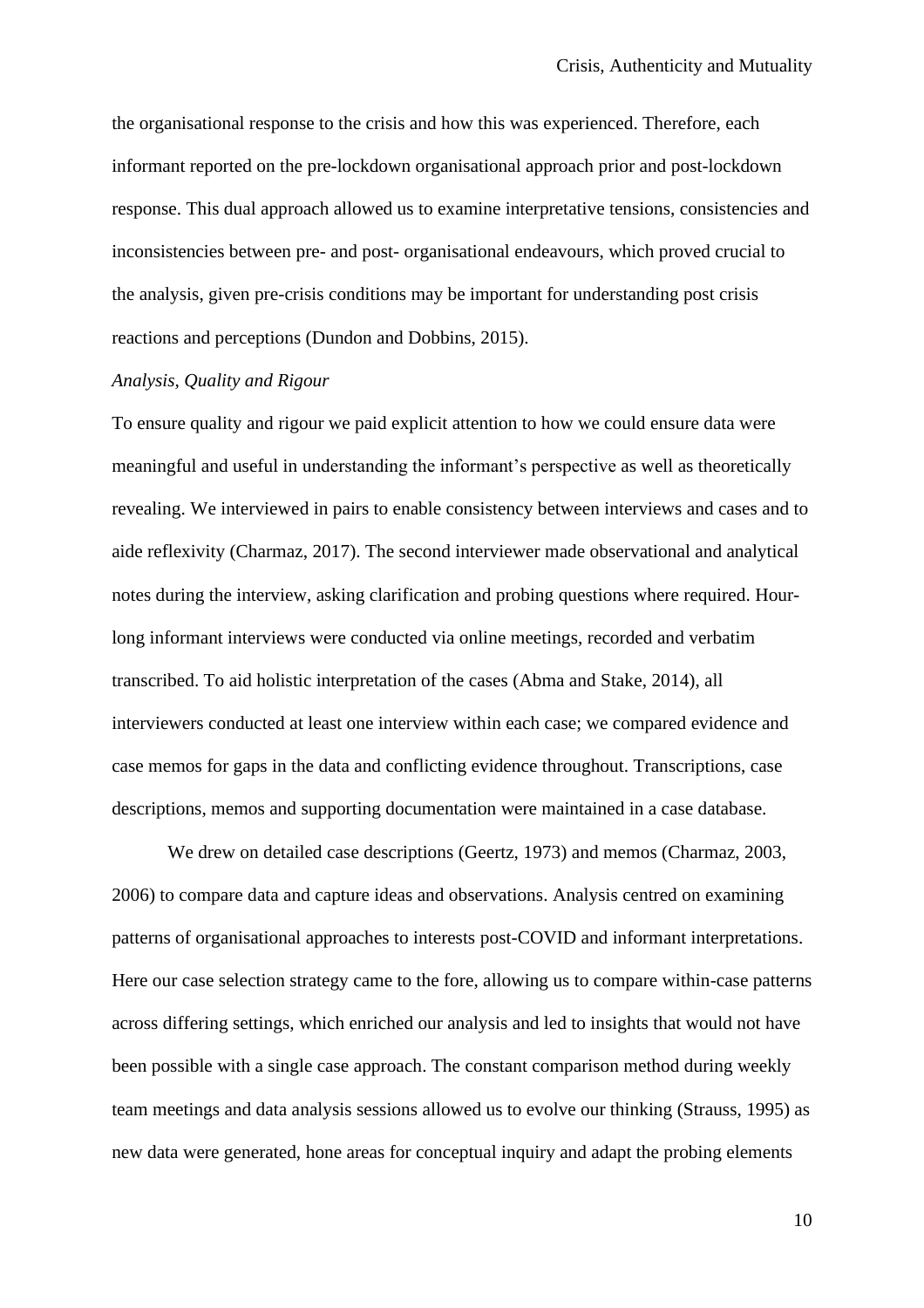the organisational response to the crisis and how this was experienced. Therefore, each informant reported on the pre-lockdown organisational approach prior and post-lockdown response. This dual approach allowed us to examine interpretative tensions, consistencies and inconsistencies between pre- and post- organisational endeavours, which proved crucial to the analysis, given pre-crisis conditions may be important for understanding post crisis reactions and perceptions (Dundon and Dobbins, 2015).

*Analysis, Quality and Rigour*

To ensure quality and rigour we paid explicit attention to how we could ensure data were meaningful and useful in understanding the informant's perspective as well as theoretically revealing. We interviewed in pairs to enable consistency between interviews and cases and to aide reflexivity (Charmaz, 2017). The second interviewer made observational and analytical notes during the interview, asking clarification and probing questions where required. Hour-long informant interviews were conducted via online meetings, recorded and verbatim transcribed. To aid holistic interpretation of the cases (Abma and Stake, 2014), all interviewers conducted at least one interview within each case; we compared evidence and case memos for gaps in the data and conflicting evidence throughout. Transcriptions, case descriptions, memos and supporting documentation were maintained in a case database.

We drew on detailed case descriptions (Geertz, 1973) and memos (Charmaz, 2003, 2006) to compare data and capture ideas and observations. Analysis centred on examining patterns of organisational approaches to interests post-COVID and informant interpretations. Here our case selection strategy came to the fore, allowing us to compare within-case patterns across differing settings, which enriched our analysis and led to insights that would not have been possible with a single case approach. The constant comparison method during weekly team meetings and data analysis sessions allowed us to evolve our thinking (Strauss, 1995) as new data were generated, hone areas for conceptual inquiry and adapt the probing elements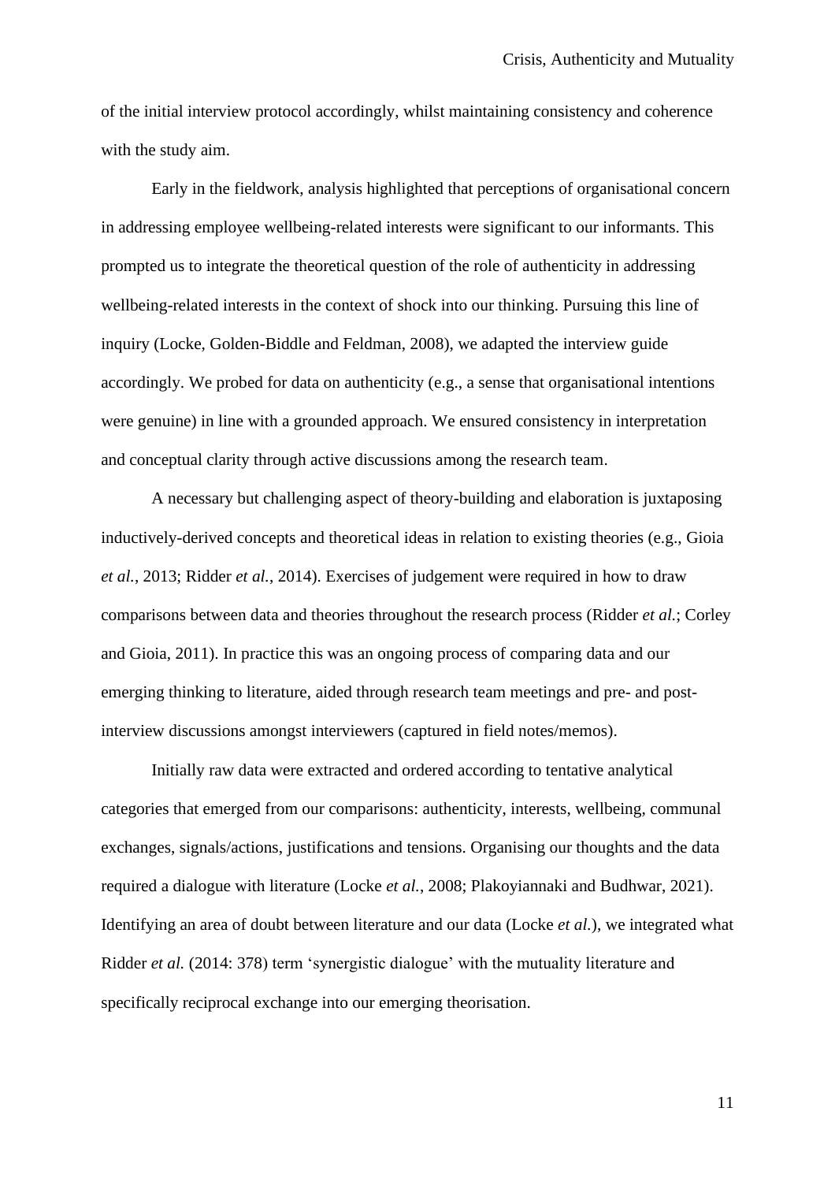of the initial interview protocol accordingly, whilst maintaining consistency and coherence with the study aim.

Early in the fieldwork, analysis highlighted that perceptions of organisational concern in addressing employee wellbeing-related interests were significant to our informants. This prompted us to integrate the theoretical question of the role of authenticity in addressing wellbeing-related interests in the context of shock into our thinking. Pursuing this line of inquiry (Locke, Golden-Biddle and Feldman, 2008), we adapted the interview guide accordingly. We probed for data on authenticity (e.g., a sense that organisational intentions were genuine) in line with a grounded approach. We ensured consistency in interpretation and conceptual clarity through active discussions among the research team.

A necessary but challenging aspect of theory-building and elaboration is juxtaposing inductively-derived concepts and theoretical ideas in relation to existing theories (e.g., Gioia *et al.*, 2013; Ridder *et al.*, 2014). Exercises of judgement were required in how to draw comparisons between data and theories throughout the research process (Ridder *et al.*; Corley and Gioia, 2011). In practice this was an ongoing process of comparing data and our emerging thinking to literature, aided through research team meetings and pre- and post-interview discussions amongst interviewers (captured in field notes/memos).

Initially raw data were extracted and ordered according to tentative analytical categories that emerged from our comparisons: authenticity, interests, wellbeing, communal exchanges, signals/actions, justifications and tensions. Organising our thoughts and the data required a dialogue with literature (Locke *et al.*, 2008; Plakoyiannaki and Budhwar, 2021). Identifying an area of doubt between literature and our data (Locke *et al.*), we integrated what Ridder *et al.* (2014: 378) term 'synergistic dialogue' with the mutuality literature and specifically reciprocal exchange into our emerging theorisation.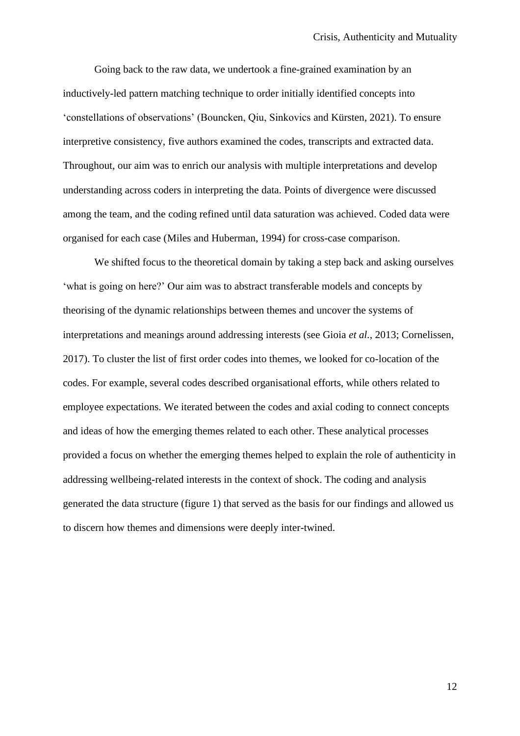Going back to the raw data, we undertook a fine-grained examination by an inductively-led pattern matching technique to order initially identified concepts into 'constellations of observations' (Bouncken, Qiu, Sinkovics and Kürsten, 2021). To ensure interpretive consistency, five authors examined the codes, transcripts and extracted data. Throughout, our aim was to enrich our analysis with multiple interpretations and develop understanding across coders in interpreting the data. Points of divergence were discussed among the team, and the coding refined until data saturation was achieved. Coded data were organised for each case (Miles and Huberman, 1994) for cross-case comparison.

We shifted focus to the theoretical domain by taking a step back and asking ourselves 'what is going on here?' Our aim was to abstract transferable models and concepts by theorising of the dynamic relationships between themes and uncover the systems of interpretations and meanings around addressing interests (see Gioia *et al.*, 2013; Cornelissen, 2017). To cluster the list of first order codes into themes, we looked for co-location of the codes. For example, several codes described organisational efforts, while others related to employee expectations. We iterated between the codes and axial coding to connect concepts and ideas of how the emerging themes related to each other. These analytical processes provided a focus on whether the emerging themes helped to explain the role of authenticity in addressing wellbeing-related interests in the context of shock. The coding and analysis generated the data structure (figure 1) that served as the basis for our findings and allowed us to discern how themes and dimensions were deeply inter-twined.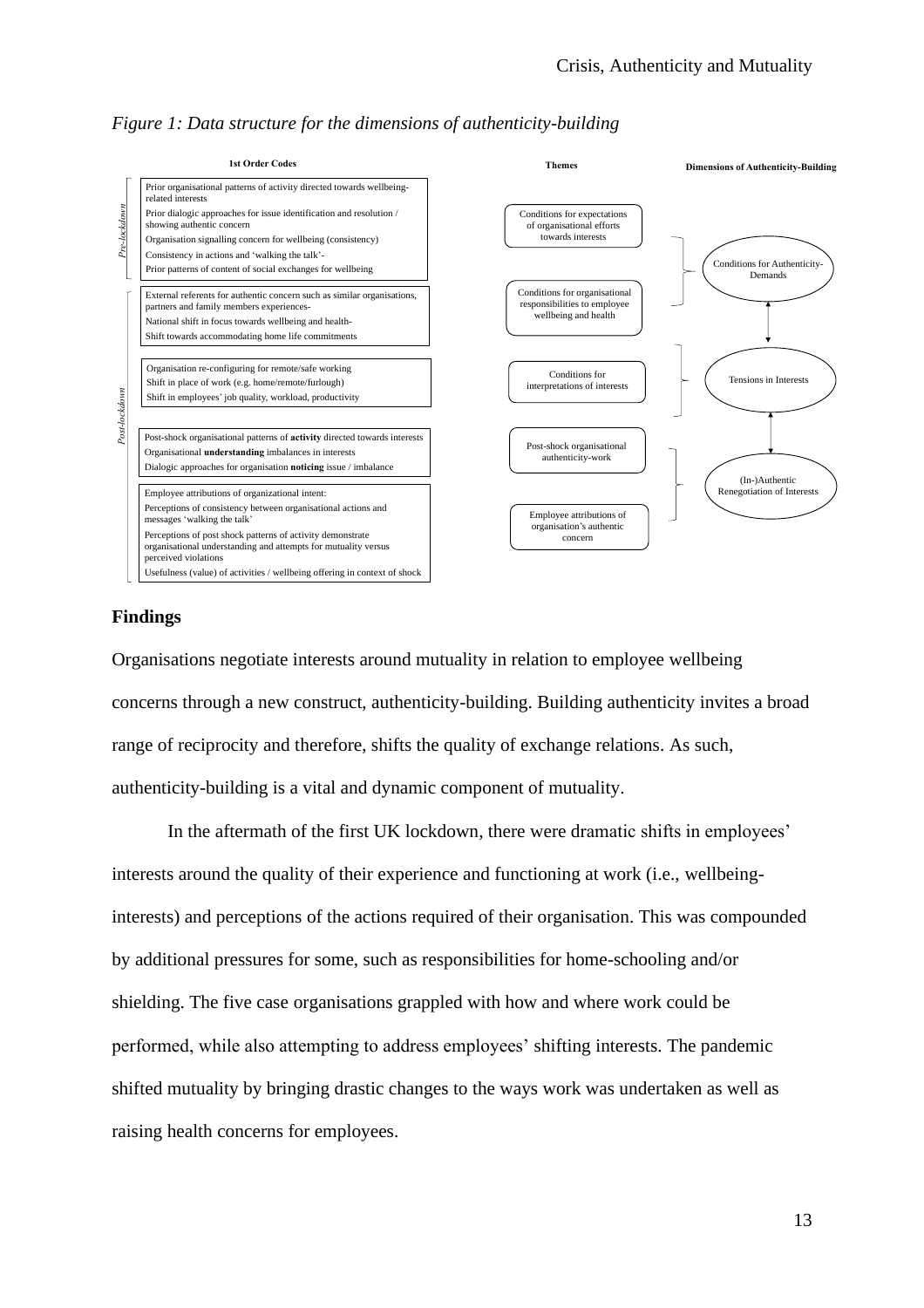*Figure 1: Data structure for the dimensions of authenticity-building*

| 1st Order Codes | Themes | Dimensions of Authenticity-Building |
|---|---|---|
| *Pre-lockdown*: Prior organisational patterns of activity directed towards wellbeing-related interests; Prior dialogic approaches for issue identification and resolution / showing authentic concern; Organisation signalling concern for wellbeing (consistency); Consistency in actions and 'walking the talk'-; Prior patterns of content of social exchanges for wellbeing | Conditions for expectations of organisational efforts towards interests | Conditions for Authenticity-Demands |
| *Post-lockdown*: External referents for authentic concern such as similar organisations, partners and family members experiences-; National shift in focus towards wellbeing and health-; Shift towards accommodating home life commitments | Conditions for organisational responsibilities to employee wellbeing and health | Conditions for Authenticity-Demands |
| Organisation re-configuring for remote/safe working; Shift in place of work (e.g. home/remote/furlough); Shift in employees' job quality, workload, productivity | Conditions for interpretations of interests | Tensions in Interests |
| Post-shock organisational patterns of **activity** directed towards interests; Organisational **understanding** imbalances in interests; Dialogic approaches for organisation **noticing** issue / imbalance | Post-shock organisational authenticity-work | (In-)Authentic Renegotiation of Interests |
| Employee attributions of organizational intent:; Perceptions of consistency between organisational actions and messages 'walking the talk'; Perceptions of post shock patterns of activity demonstrate organisational understanding and attempts for mutuality versus perceived violations; Usefulness (value) of activities / wellbeing offering in context of shock | Employee attributions of organisation's authentic concern | (In-)Authentic Renegotiation of Interests |

## Findings

Organisations negotiate interests around mutuality in relation to employee wellbeing concerns through a new construct, authenticity-building. Building authenticity invites a broad range of reciprocity and therefore, shifts the quality of exchange relations. As such, authenticity-building is a vital and dynamic component of mutuality.

In the aftermath of the first UK lockdown, there were dramatic shifts in employees' interests around the quality of their experience and functioning at work (i.e., wellbeing-interests) and perceptions of the actions required of their organisation. This was compounded by additional pressures for some, such as responsibilities for home-schooling and/or shielding. The five case organisations grappled with how and where work could be performed, while also attempting to address employees' shifting interests. The pandemic shifted mutuality by bringing drastic changes to the ways work was undertaken as well as raising health concerns for employees.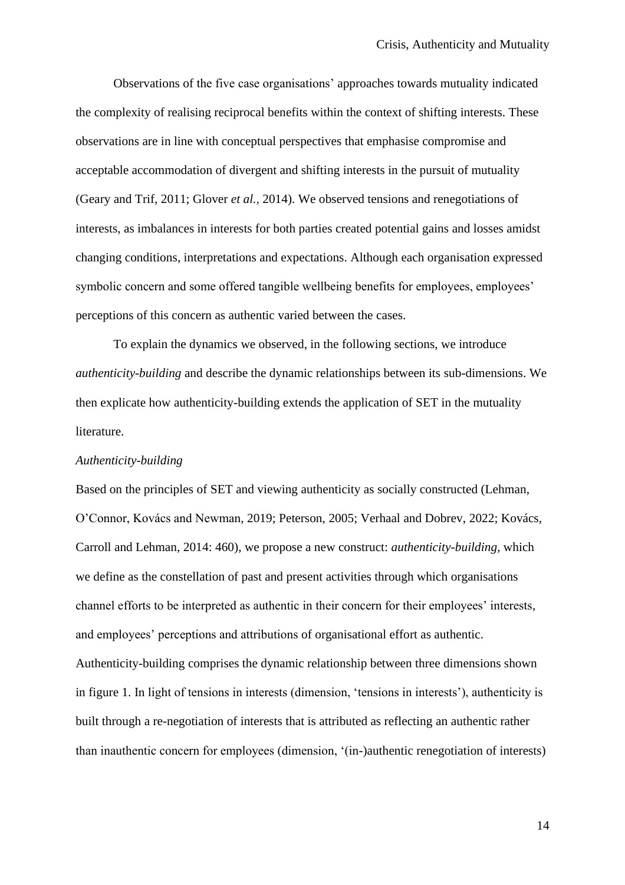Observations of the five case organisations' approaches towards mutuality indicated the complexity of realising reciprocal benefits within the context of shifting interests. These observations are in line with conceptual perspectives that emphasise compromise and acceptable accommodation of divergent and shifting interests in the pursuit of mutuality (Geary and Trif, 2011; Glover *et al.*, 2014). We observed tensions and renegotiations of interests, as imbalances in interests for both parties created potential gains and losses amidst changing conditions, interpretations and expectations. Although each organisation expressed symbolic concern and some offered tangible wellbeing benefits for employees, employees' perceptions of this concern as authentic varied between the cases.

To explain the dynamics we observed, in the following sections, we introduce *authenticity-building* and describe the dynamic relationships between its sub-dimensions. We then explicate how authenticity-building extends the application of SET in the mutuality literature.

### *Authenticity-building*

Based on the principles of SET and viewing authenticity as socially constructed (Lehman, O'Connor, Kovács and Newman, 2019; Peterson, 2005; Verhaal and Dobrev, 2022; Kovács, Carroll and Lehman, 2014: 460), we propose a new construct: *authenticity-building*, which we define as the constellation of past and present activities through which organisations channel efforts to be interpreted as authentic in their concern for their employees' interests, and employees' perceptions and attributions of organisational effort as authentic. Authenticity-building comprises the dynamic relationship between three dimensions shown in figure 1. In light of tensions in interests (dimension, 'tensions in interests'), authenticity is built through a re-negotiation of interests that is attributed as reflecting an authentic rather than inauthentic concern for employees (dimension, '(in-)authentic renegotiation of interests)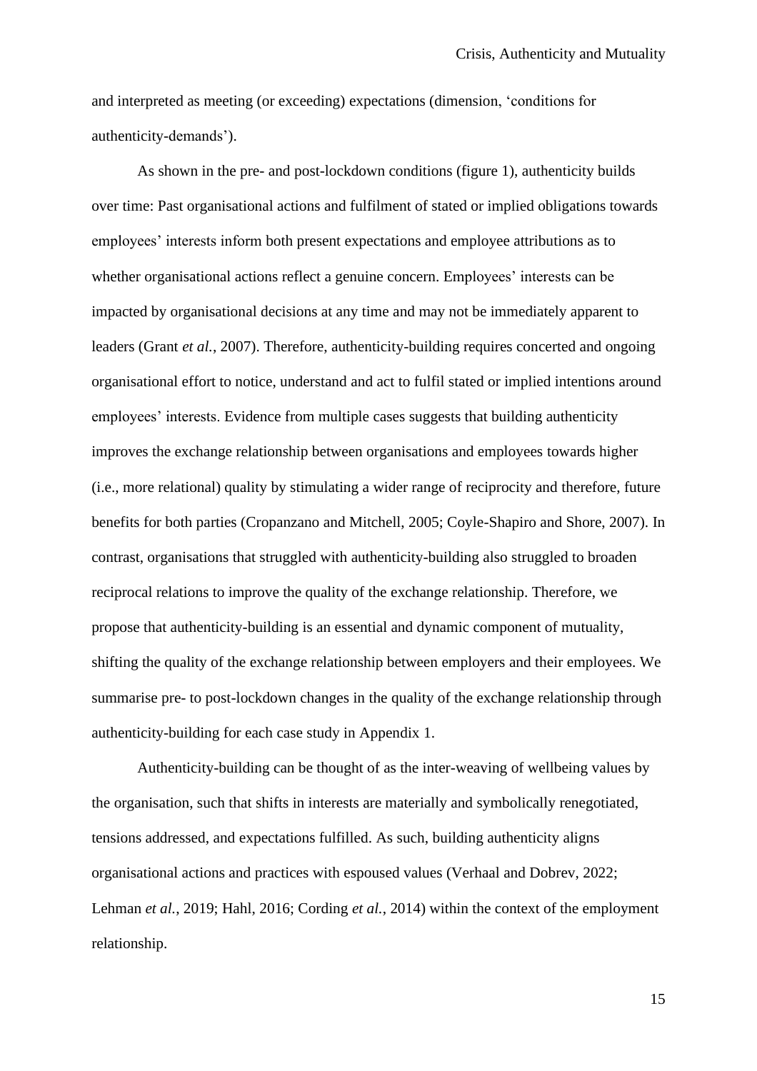and interpreted as meeting (or exceeding) expectations (dimension, 'conditions for authenticity-demands').

As shown in the pre- and post-lockdown conditions (figure 1), authenticity builds over time: Past organisational actions and fulfilment of stated or implied obligations towards employees' interests inform both present expectations and employee attributions as to whether organisational actions reflect a genuine concern. Employees' interests can be impacted by organisational decisions at any time and may not be immediately apparent to leaders (Grant *et al.*, 2007). Therefore, authenticity-building requires concerted and ongoing organisational effort to notice, understand and act to fulfil stated or implied intentions around employees' interests. Evidence from multiple cases suggests that building authenticity improves the exchange relationship between organisations and employees towards higher (i.e., more relational) quality by stimulating a wider range of reciprocity and therefore, future benefits for both parties (Cropanzano and Mitchell, 2005; Coyle-Shapiro and Shore, 2007). In contrast, organisations that struggled with authenticity-building also struggled to broaden reciprocal relations to improve the quality of the exchange relationship. Therefore, we propose that authenticity-building is an essential and dynamic component of mutuality, shifting the quality of the exchange relationship between employers and their employees. We summarise pre- to post-lockdown changes in the quality of the exchange relationship through authenticity-building for each case study in Appendix 1.

Authenticity-building can be thought of as the inter-weaving of wellbeing values by the organisation, such that shifts in interests are materially and symbolically renegotiated, tensions addressed, and expectations fulfilled. As such, building authenticity aligns organisational actions and practices with espoused values (Verhaal and Dobrev, 2022; Lehman *et al.*, 2019; Hahl, 2016; Cording *et al.*, 2014) within the context of the employment relationship.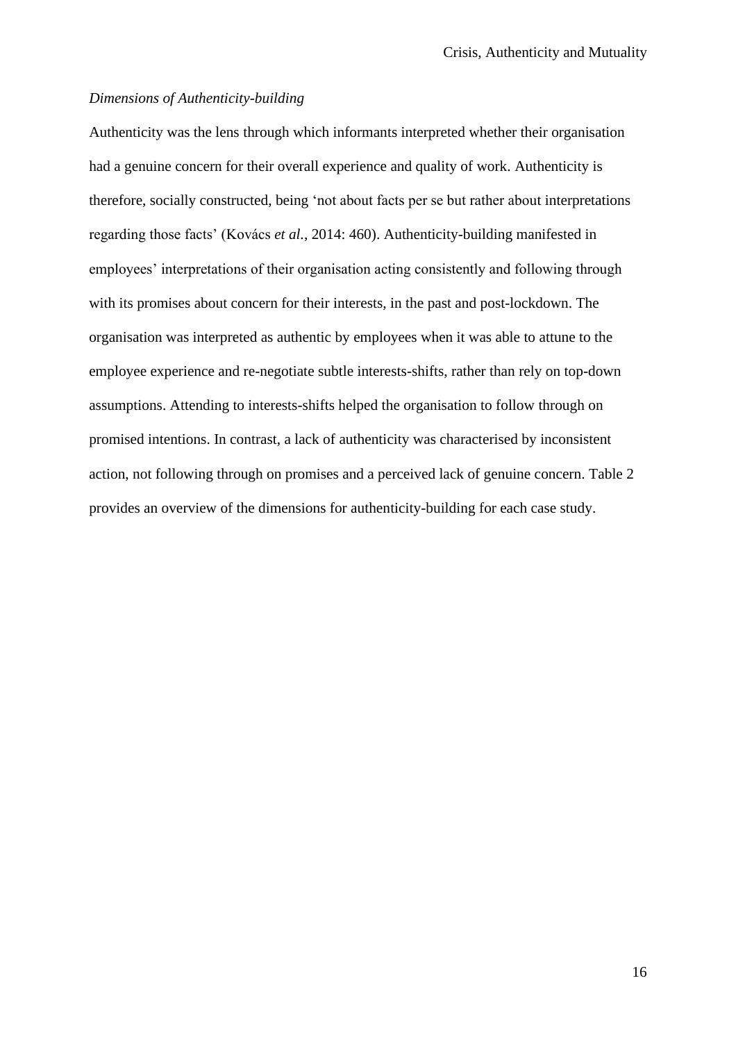### *Dimensions of Authenticity-building*

Authenticity was the lens through which informants interpreted whether their organisation had a genuine concern for their overall experience and quality of work. Authenticity is therefore, socially constructed, being 'not about facts per se but rather about interpretations regarding those facts' (Kovács *et al.*, 2014: 460). Authenticity-building manifested in employees' interpretations of their organisation acting consistently and following through with its promises about concern for their interests, in the past and post-lockdown. The organisation was interpreted as authentic by employees when it was able to attune to the employee experience and re-negotiate subtle interests-shifts, rather than rely on top-down assumptions. Attending to interests-shifts helped the organisation to follow through on promised intentions. In contrast, a lack of authenticity was characterised by inconsistent action, not following through on promises and a perceived lack of genuine concern. Table 2 provides an overview of the dimensions for authenticity-building for each case study.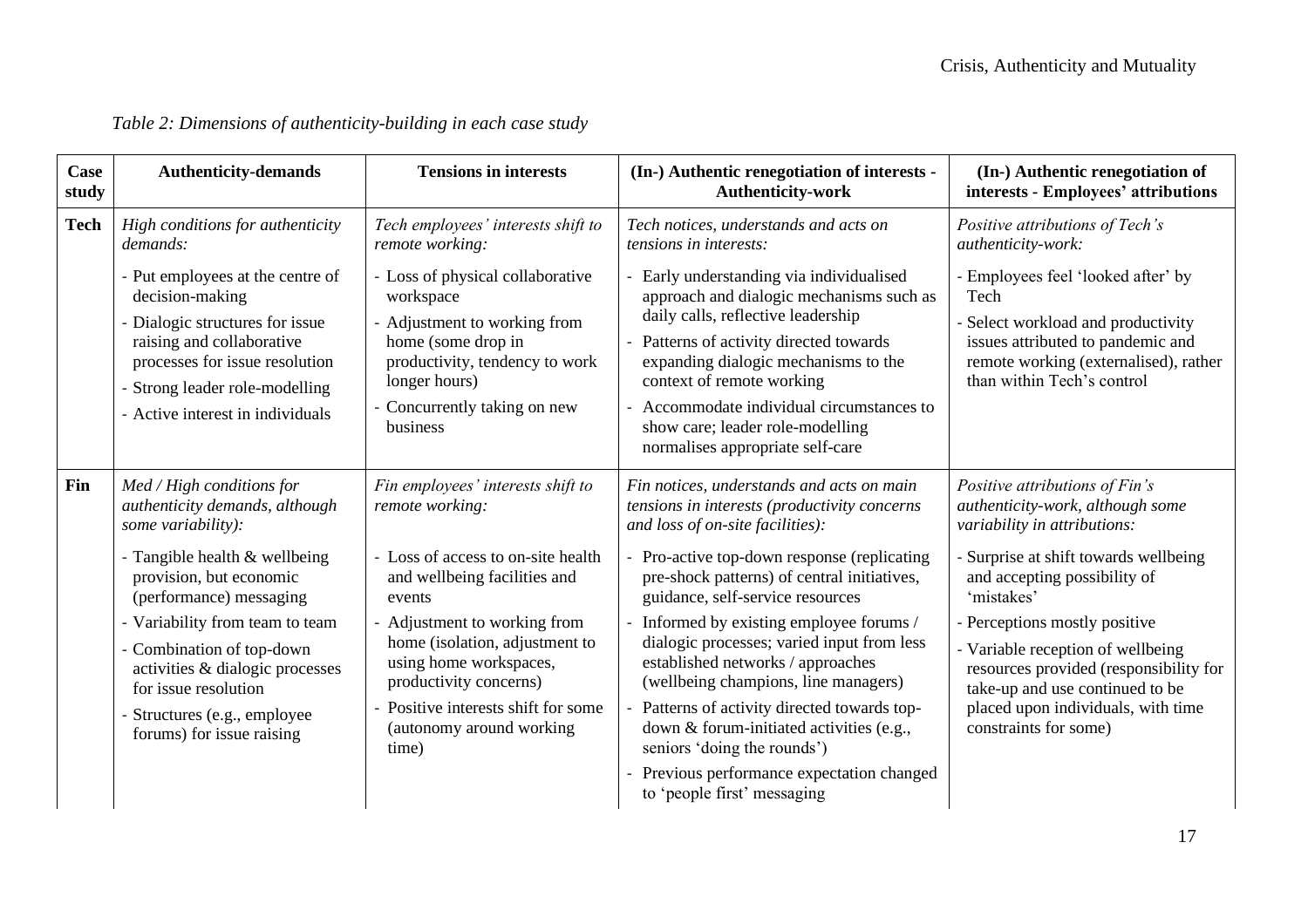*Table 2: Dimensions of authenticity-building in each case study*

| Case study | Authenticity-demands | Tensions in interests | (In-) Authentic renegotiation of interests - Authenticity-work | (In-) Authentic renegotiation of interests - Employees' attributions |
|---|---|---|---|---|
| **Tech** | *High conditions for authenticity demands:*<br>- Put employees at the centre of decision-making<br>- Dialogic structures for issue raising and collaborative processes for issue resolution<br>- Strong leader role-modelling<br>- Active interest in individuals | *Tech employees' interests shift to remote working:*<br>- Loss of physical collaborative workspace<br>- Adjustment to working from home (some drop in productivity, tendency to work longer hours)<br>- Concurrently taking on new business | *Tech notices, understands and acts on tensions in interests:*<br>- Early understanding via individualised approach and dialogic mechanisms such as daily calls, reflective leadership<br>- Patterns of activity directed towards expanding dialogic mechanisms to the context of remote working<br>- Accommodate individual circumstances to show care; leader role-modelling normalises appropriate self-care | *Positive attributions of Tech's authenticity-work:*<br>- Employees feel 'looked after' by Tech<br>- Select workload and productivity issues attributed to pandemic and remote working (externalised), rather than within Tech's control |
| **Fin** | *Med / High conditions for authenticity demands, although some variability):*<br>- Tangible health & wellbeing provision, but economic (performance) messaging<br>- Variability from team to team<br>- Combination of top-down activities & dialogic processes for issue resolution<br>- Structures (e.g., employee forums) for issue raising | *Fin employees' interests shift to remote working:*<br>- Loss of access to on-site health and wellbeing facilities and events<br>- Adjustment to working from home (isolation, adjustment to using home workspaces, productivity concerns)<br>- Positive interests shift for some (autonomy around working time) | *Fin notices, understands and acts on main tensions in interests (productivity concerns and loss of on-site facilities):*<br>- Pro-active top-down response (replicating pre-shock patterns) of central initiatives, guidance, self-service resources<br>- Informed by existing employee forums / dialogic processes; varied input from less established networks / approaches (wellbeing champions, line managers)<br>- Patterns of activity directed towards top-down & forum-initiated activities (e.g., seniors 'doing the rounds')<br>- Previous performance expectation changed to 'people first' messaging | *Positive attributions of Fin's authenticity-work, although some variability in attributions:*<br>- Surprise at shift towards wellbeing and accepting possibility of 'mistakes'<br>- Perceptions mostly positive<br>- Variable reception of wellbeing resources provided (responsibility for take-up and use continued to be placed upon individuals, with time constraints for some) |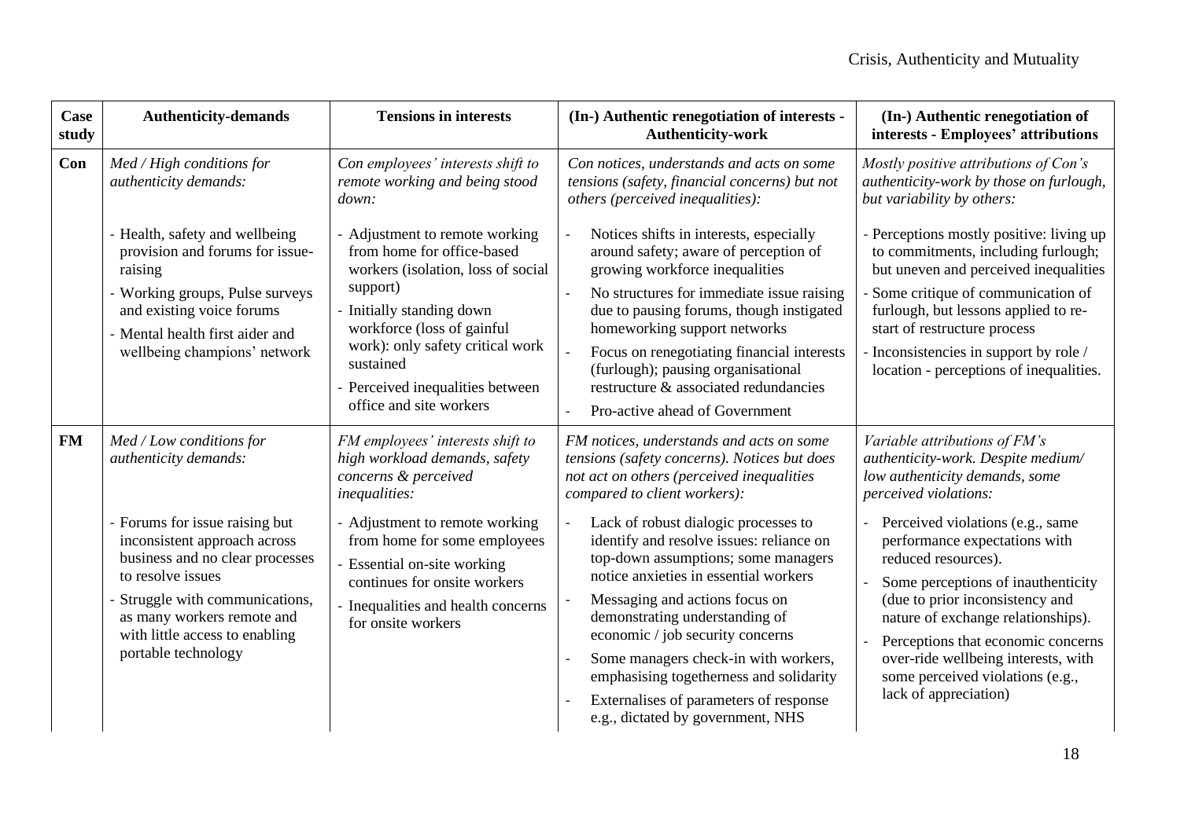| Case study | Authenticity-demands | Tensions in interests | (In-) Authentic renegotiation of interests - Authenticity-work | (In-) Authentic renegotiation of interests - Employees' attributions |
|---|---|---|---|---|
| **Con** | *Med / High conditions for authenticity demands:*<br><br>- Health, safety and wellbeing provision and forums for issue-raising<br>- Working groups, Pulse surveys and existing voice forums<br>- Mental health first aider and wellbeing champions' network | *Con employees' interests shift to remote working and being stood down:*<br><br>- Adjustment to remote working from home for office-based workers (isolation, loss of social support)<br>- Initially standing down workforce (loss of gainful work): only safety critical work sustained<br>- Perceived inequalities between office and site workers | *Con notices, understands and acts on some tensions (safety, financial concerns) but not others (perceived inequalities):*<br><br>- Notices shifts in interests, especially around safety; aware of perception of growing workforce inequalities<br>- No structures for immediate issue raising due to pausing forums, though instigated homeworking support networks<br>- Focus on renegotiating financial interests (furlough); pausing organisational restructure & associated redundancies<br>- Pro-active ahead of Government | *Mostly positive attributions of Con's authenticity-work by those on furlough, but variability by others:*<br><br>- Perceptions mostly positive: living up to commitments, including furlough; but uneven and perceived inequalities<br>- Some critique of communication of furlough, but lessons applied to re-start of restructure process<br>- Inconsistencies in support by role / location - perceptions of inequalities. |
| **FM** | *Med / Low conditions for authenticity demands:*<br><br>- Forums for issue raising but inconsistent approach across business and no clear processes to resolve issues<br>- Struggle with communications, as many workers remote and with little access to enabling portable technology | *FM employees' interests shift to high workload demands, safety concerns & perceived inequalities:*<br><br>- Adjustment to remote working from home for some employees<br>- Essential on-site working continues for onsite workers<br>- Inequalities and health concerns for onsite workers | *FM notices, understands and acts on some tensions (safety concerns). Notices but does not act on others (perceived inequalities compared to client workers):*<br><br>- Lack of robust dialogic processes to identify and resolve issues: reliance on top-down assumptions; some managers notice anxieties in essential workers<br>- Messaging and actions focus on demonstrating understanding of economic / job security concerns<br>- Some managers check-in with workers, emphasising togetherness and solidarity<br>- Externalises of parameters of response e.g., dictated by government, NHS | *Variable attributions of FM's authenticity-work. Despite medium/ low authenticity demands, some perceived violations:*<br><br>- Perceived violations (e.g., same performance expectations with reduced resources).<br>- Some perceptions of inauthenticity (due to prior inconsistency and nature of exchange relationships).<br>- Perceptions that economic concerns over-ride wellbeing interests, with some perceived violations (e.g., lack of appreciation) |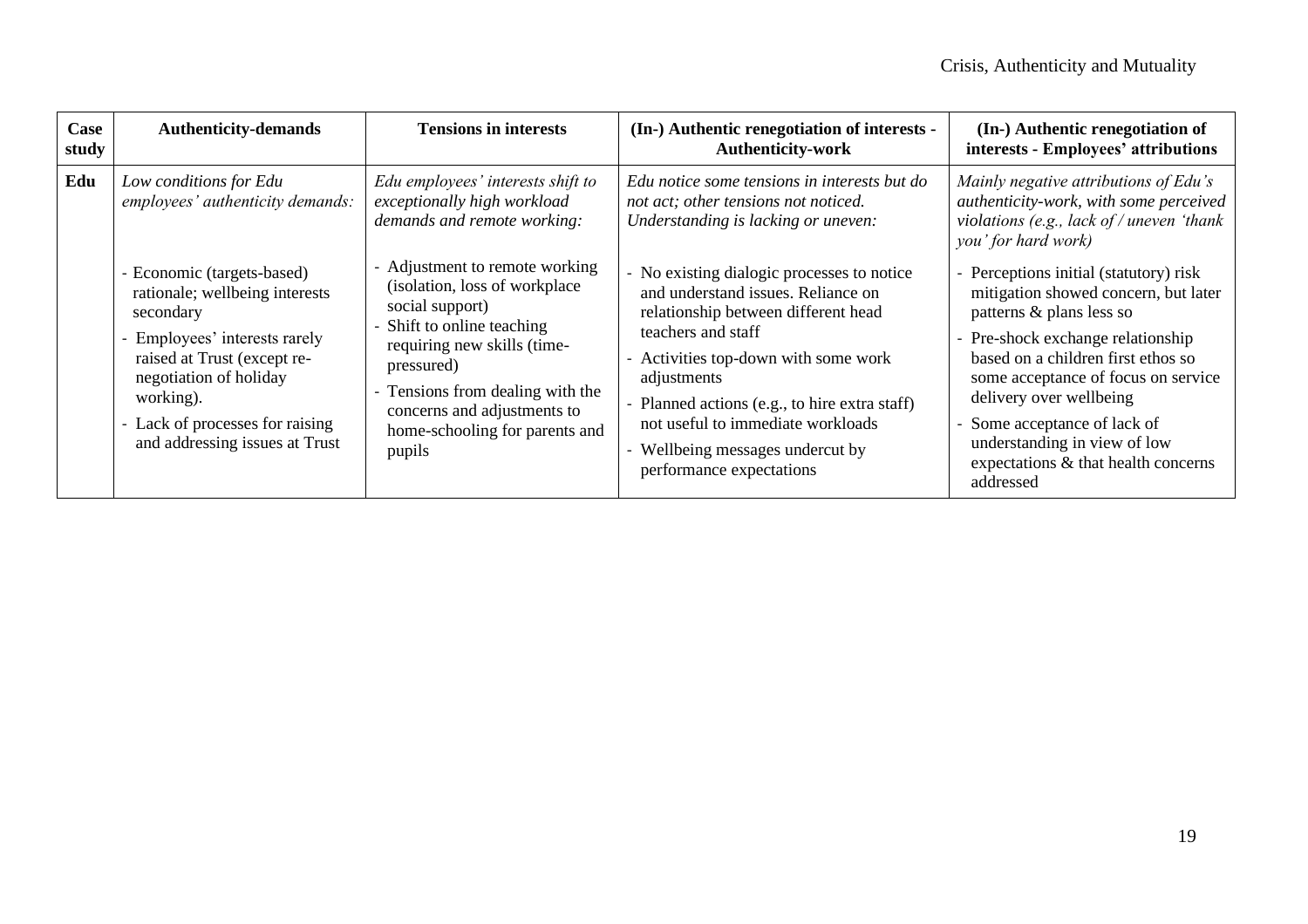| Case study | Authenticity-demands | Tensions in interests | (In-) Authentic renegotiation of interests - Authenticity-work | (In-) Authentic renegotiation of interests - Employees' attributions |
|---|---|---|---|---|
| **Edu** | *Low conditions for Edu employees' authenticity demands:*<br><br>- Economic (targets-based) rationale; wellbeing interests secondary<br>- Employees' interests rarely raised at Trust (except re-negotiation of holiday working).<br>- Lack of processes for raising and addressing issues at Trust | *Edu employees' interests shift to exceptionally high workload demands and remote working:*<br><br>- Adjustment to remote working (isolation, loss of workplace social support)<br>- Shift to online teaching requiring new skills (time-pressured)<br>- Tensions from dealing with the concerns and adjustments to home-schooling for parents and pupils | *Edu notice some tensions in interests but do not act; other tensions not noticed. Understanding is lacking or uneven:*<br><br>- No existing dialogic processes to notice and understand issues. Reliance on relationship between different head teachers and staff<br>- Activities top-down with some work adjustments<br>- Planned actions (e.g., to hire extra staff) not useful to immediate workloads<br>- Wellbeing messages undercut by performance expectations | *Mainly negative attributions of Edu's authenticity-work, with some perceived violations (e.g., lack of / uneven 'thank you' for hard work)*<br><br>- Perceptions initial (statutory) risk mitigation showed concern, but later patterns & plans less so<br>- Pre-shock exchange relationship based on a children first ethos so some acceptance of focus on service delivery over wellbeing<br>- Some acceptance of lack of understanding in view of low expectations & that health concerns addressed |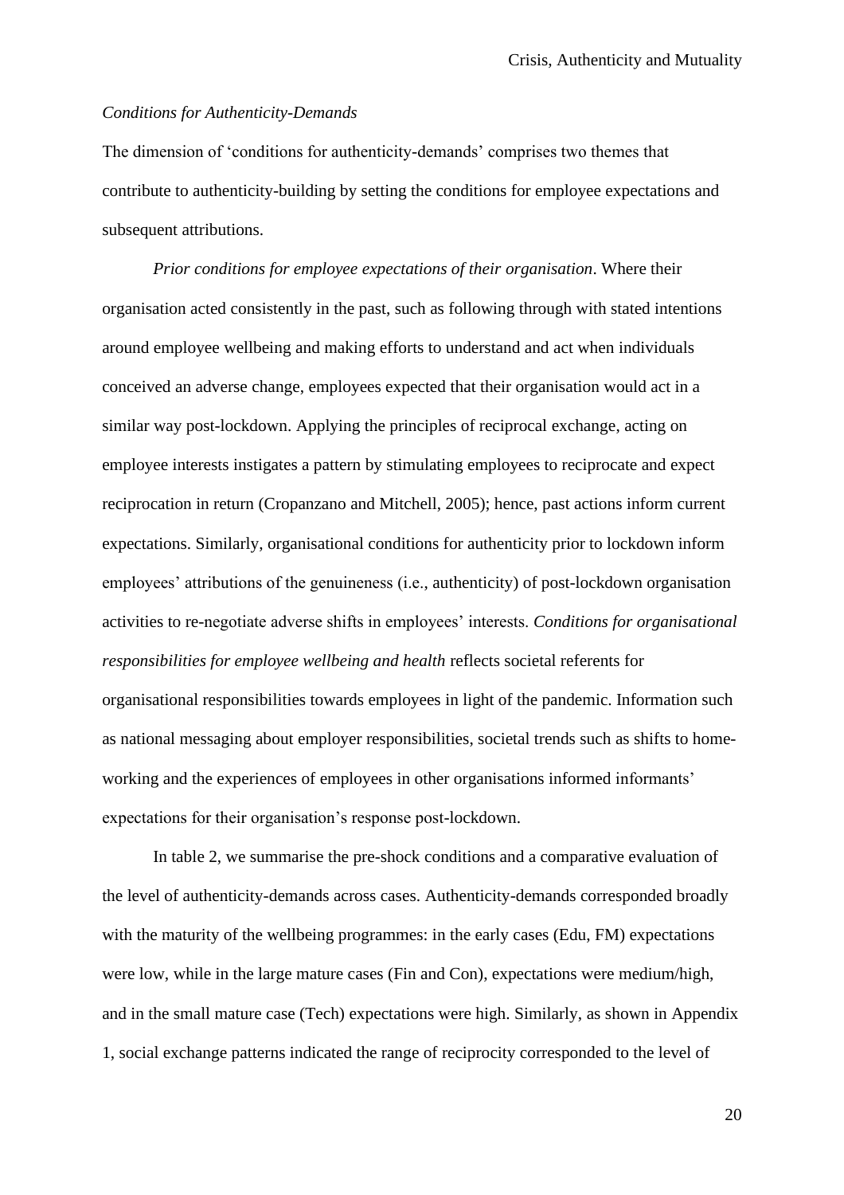*Conditions for Authenticity-Demands*

The dimension of 'conditions for authenticity-demands' comprises two themes that contribute to authenticity-building by setting the conditions for employee expectations and subsequent attributions.

*Prior conditions for employee expectations of their organisation*. Where their organisation acted consistently in the past, such as following through with stated intentions around employee wellbeing and making efforts to understand and act when individuals conceived an adverse change, employees expected that their organisation would act in a similar way post-lockdown. Applying the principles of reciprocal exchange, acting on employee interests instigates a pattern by stimulating employees to reciprocate and expect reciprocation in return (Cropanzano and Mitchell, 2005); hence, past actions inform current expectations. Similarly, organisational conditions for authenticity prior to lockdown inform employees' attributions of the genuineness (i.e., authenticity) of post-lockdown organisation activities to re-negotiate adverse shifts in employees' interests. *Conditions for organisational responsibilities for employee wellbeing and health* reflects societal referents for organisational responsibilities towards employees in light of the pandemic. Information such as national messaging about employer responsibilities, societal trends such as shifts to home-working and the experiences of employees in other organisations informed informants' expectations for their organisation's response post-lockdown.

In table 2, we summarise the pre-shock conditions and a comparative evaluation of the level of authenticity-demands across cases. Authenticity-demands corresponded broadly with the maturity of the wellbeing programmes: in the early cases (Edu, FM) expectations were low, while in the large mature cases (Fin and Con), expectations were medium/high, and in the small mature case (Tech) expectations were high. Similarly, as shown in Appendix 1, social exchange patterns indicated the range of reciprocity corresponded to the level of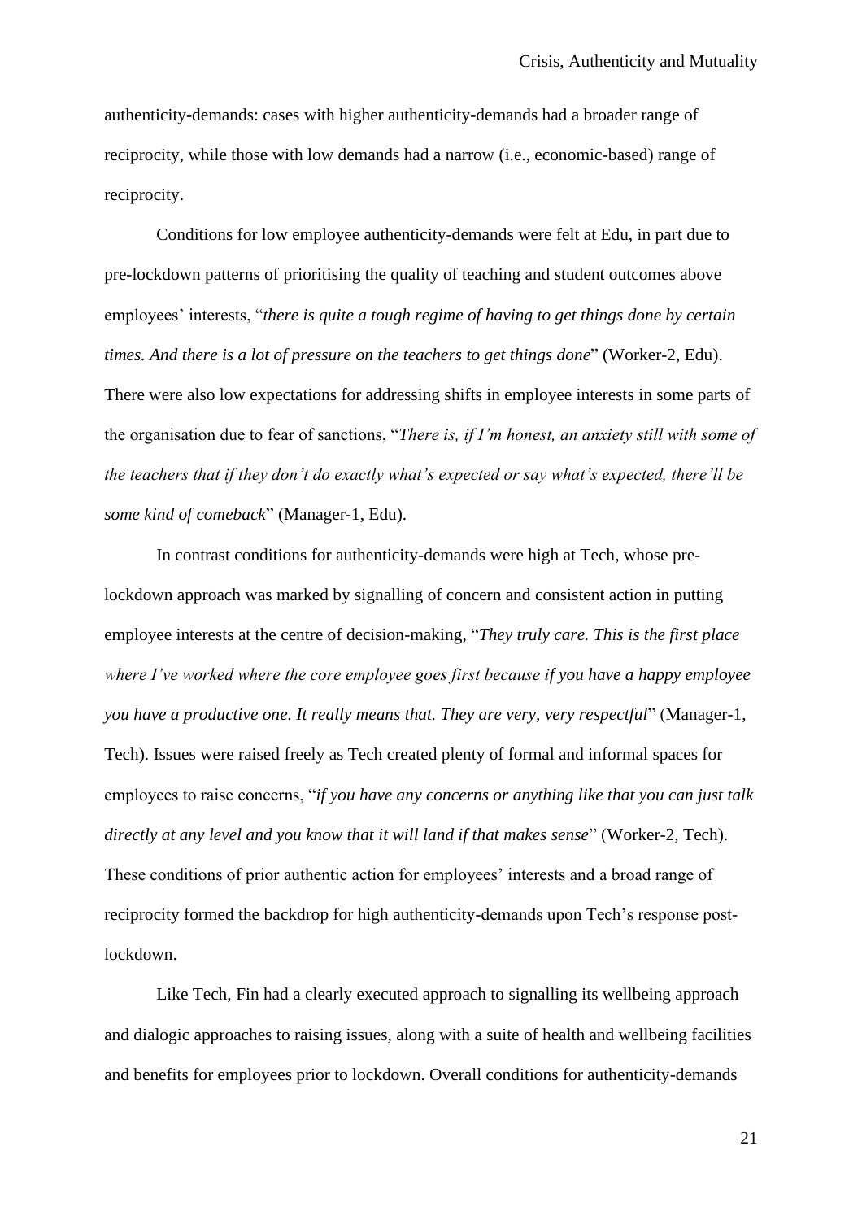authenticity-demands: cases with higher authenticity-demands had a broader range of reciprocity, while those with low demands had a narrow (i.e., economic-based) range of reciprocity.

Conditions for low employee authenticity-demands were felt at Edu, in part due to pre-lockdown patterns of prioritising the quality of teaching and student outcomes above employees' interests, "*there is quite a tough regime of having to get things done by certain times. And there is a lot of pressure on the teachers to get things done*" (Worker-2, Edu). There were also low expectations for addressing shifts in employee interests in some parts of the organisation due to fear of sanctions, "*There is, if I'm honest, an anxiety still with some of the teachers that if they don't do exactly what's expected or say what's expected, there'll be some kind of comeback*" (Manager-1, Edu).

In contrast conditions for authenticity-demands were high at Tech, whose pre-lockdown approach was marked by signalling of concern and consistent action in putting employee interests at the centre of decision-making, "*They truly care. This is the first place where I've worked where the core employee goes first because if you have a happy employee you have a productive one. It really means that. They are very, very respectful*" (Manager-1, Tech). Issues were raised freely as Tech created plenty of formal and informal spaces for employees to raise concerns, "*if you have any concerns or anything like that you can just talk directly at any level and you know that it will land if that makes sense*" (Worker-2, Tech). These conditions of prior authentic action for employees' interests and a broad range of reciprocity formed the backdrop for high authenticity-demands upon Tech's response post-lockdown.

Like Tech, Fin had a clearly executed approach to signalling its wellbeing approach and dialogic approaches to raising issues, along with a suite of health and wellbeing facilities and benefits for employees prior to lockdown. Overall conditions for authenticity-demands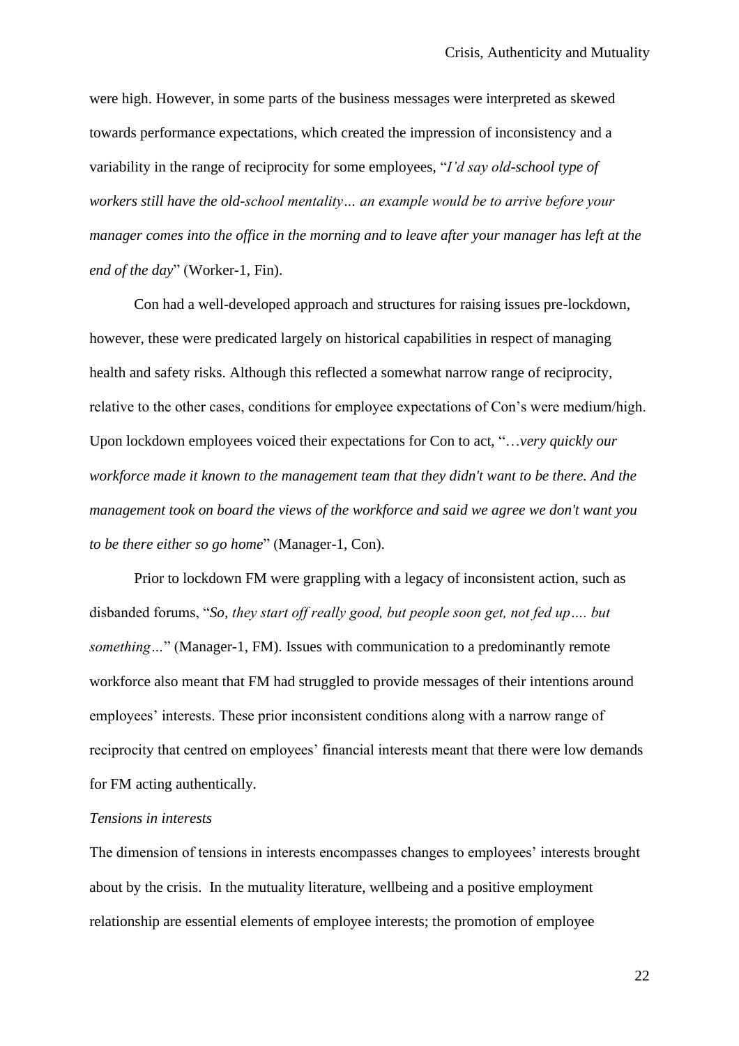were high. However, in some parts of the business messages were interpreted as skewed towards performance expectations, which created the impression of inconsistency and a variability in the range of reciprocity for some employees, "*I'd say old-school type of workers still have the old-school mentality… an example would be to arrive before your manager comes into the office in the morning and to leave after your manager has left at the end of the day*" (Worker-1, Fin).

Con had a well-developed approach and structures for raising issues pre-lockdown, however, these were predicated largely on historical capabilities in respect of managing health and safety risks. Although this reflected a somewhat narrow range of reciprocity, relative to the other cases, conditions for employee expectations of Con's were medium/high. Upon lockdown employees voiced their expectations for Con to act, "…*very quickly our workforce made it known to the management team that they didn't want to be there. And the management took on board the views of the workforce and said we agree we don't want you to be there either so go home*" (Manager-1, Con).

Prior to lockdown FM were grappling with a legacy of inconsistent action, such as disbanded forums, "*So, they start off really good, but people soon get, not fed up…. but something…*" (Manager-1, FM). Issues with communication to a predominantly remote workforce also meant that FM had struggled to provide messages of their intentions around employees' interests. These prior inconsistent conditions along with a narrow range of reciprocity that centred on employees' financial interests meant that there were low demands for FM acting authentically.

*Tensions in interests*

The dimension of tensions in interests encompasses changes to employees' interests brought about by the crisis. In the mutuality literature, wellbeing and a positive employment relationship are essential elements of employee interests; the promotion of employee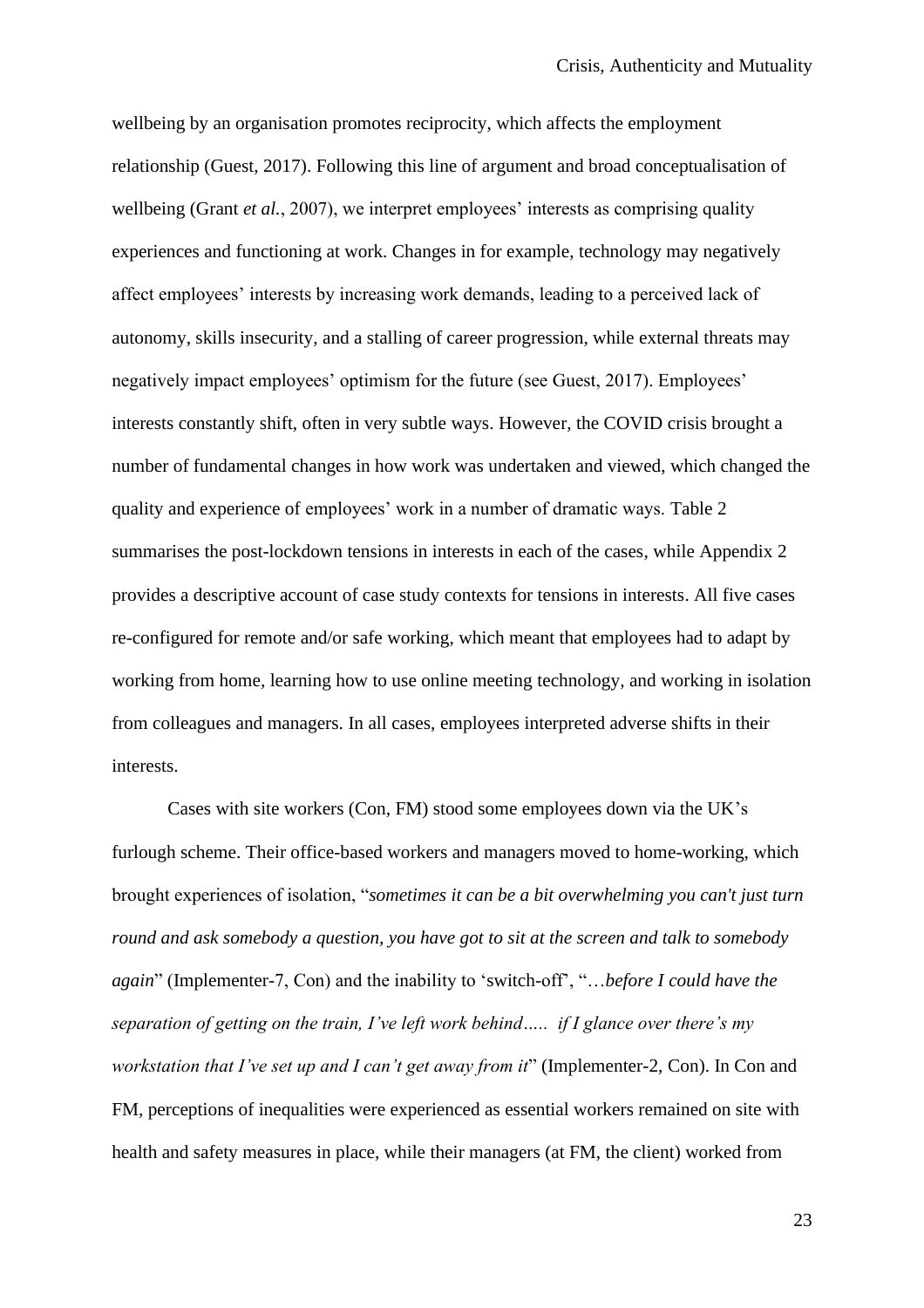wellbeing by an organisation promotes reciprocity, which affects the employment relationship (Guest, 2017). Following this line of argument and broad conceptualisation of wellbeing (Grant *et al.*, 2007), we interpret employees' interests as comprising quality experiences and functioning at work. Changes in for example, technology may negatively affect employees' interests by increasing work demands, leading to a perceived lack of autonomy, skills insecurity, and a stalling of career progression, while external threats may negatively impact employees' optimism for the future (see Guest, 2017). Employees' interests constantly shift, often in very subtle ways. However, the COVID crisis brought a number of fundamental changes in how work was undertaken and viewed, which changed the quality and experience of employees' work in a number of dramatic ways. Table 2 summarises the post-lockdown tensions in interests in each of the cases, while Appendix 2 provides a descriptive account of case study contexts for tensions in interests. All five cases re-configured for remote and/or safe working, which meant that employees had to adapt by working from home, learning how to use online meeting technology, and working in isolation from colleagues and managers. In all cases, employees interpreted adverse shifts in their interests.

Cases with site workers (Con, FM) stood some employees down via the UK's furlough scheme. Their office-based workers and managers moved to home-working, which brought experiences of isolation, "*sometimes it can be a bit overwhelming you can't just turn round and ask somebody a question, you have got to sit at the screen and talk to somebody again*" (Implementer-7, Con) and the inability to 'switch-off', "*…before I could have the separation of getting on the train, I've left work behind….. if I glance over there's my workstation that I've set up and I can't get away from it*" (Implementer-2, Con). In Con and FM, perceptions of inequalities were experienced as essential workers remained on site with health and safety measures in place, while their managers (at FM, the client) worked from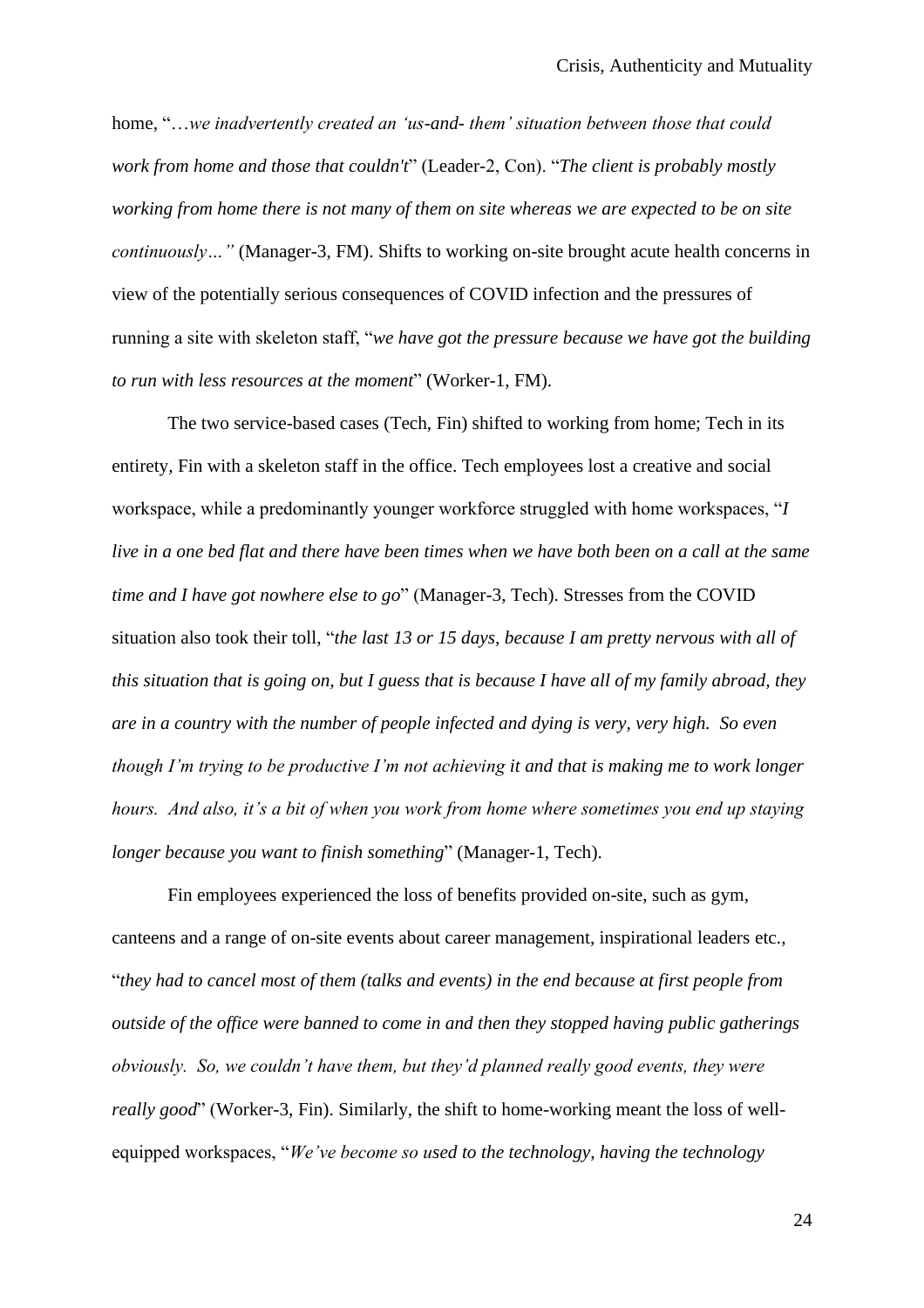home, "*…we inadvertently created an 'us-and- them' situation between those that could work from home and those that couldn't*" (Leader-2, Con). "*The client is probably mostly working from home there is not many of them on site whereas we are expected to be on site continuously…"* (Manager-3, FM). Shifts to working on-site brought acute health concerns in view of the potentially serious consequences of COVID infection and the pressures of running a site with skeleton staff, "*we have got the pressure because we have got the building to run with less resources at the moment*" (Worker-1, FM).

The two service-based cases (Tech, Fin) shifted to working from home; Tech in its entirety, Fin with a skeleton staff in the office. Tech employees lost a creative and social workspace, while a predominantly younger workforce struggled with home workspaces, "*I live in a one bed flat and there have been times when we have both been on a call at the same time and I have got nowhere else to go*" (Manager-3, Tech). Stresses from the COVID situation also took their toll, "*the last 13 or 15 days, because I am pretty nervous with all of this situation that is going on, but I guess that is because I have all of my family abroad, they are in a country with the number of people infected and dying is very, very high. So even though I'm trying to be productive I'm not achieving it and that is making me to work longer hours. And also, it's a bit of when you work from home where sometimes you end up staying longer because you want to finish something*" (Manager-1, Tech).

Fin employees experienced the loss of benefits provided on-site, such as gym, canteens and a range of on-site events about career management, inspirational leaders etc., "*they had to cancel most of them (talks and events) in the end because at first people from outside of the office were banned to come in and then they stopped having public gatherings obviously. So, we couldn't have them, but they'd planned really good events, they were really good*" (Worker-3, Fin). Similarly, the shift to home-working meant the loss of well-equipped workspaces, "*We've become so used to the technology, having the technology*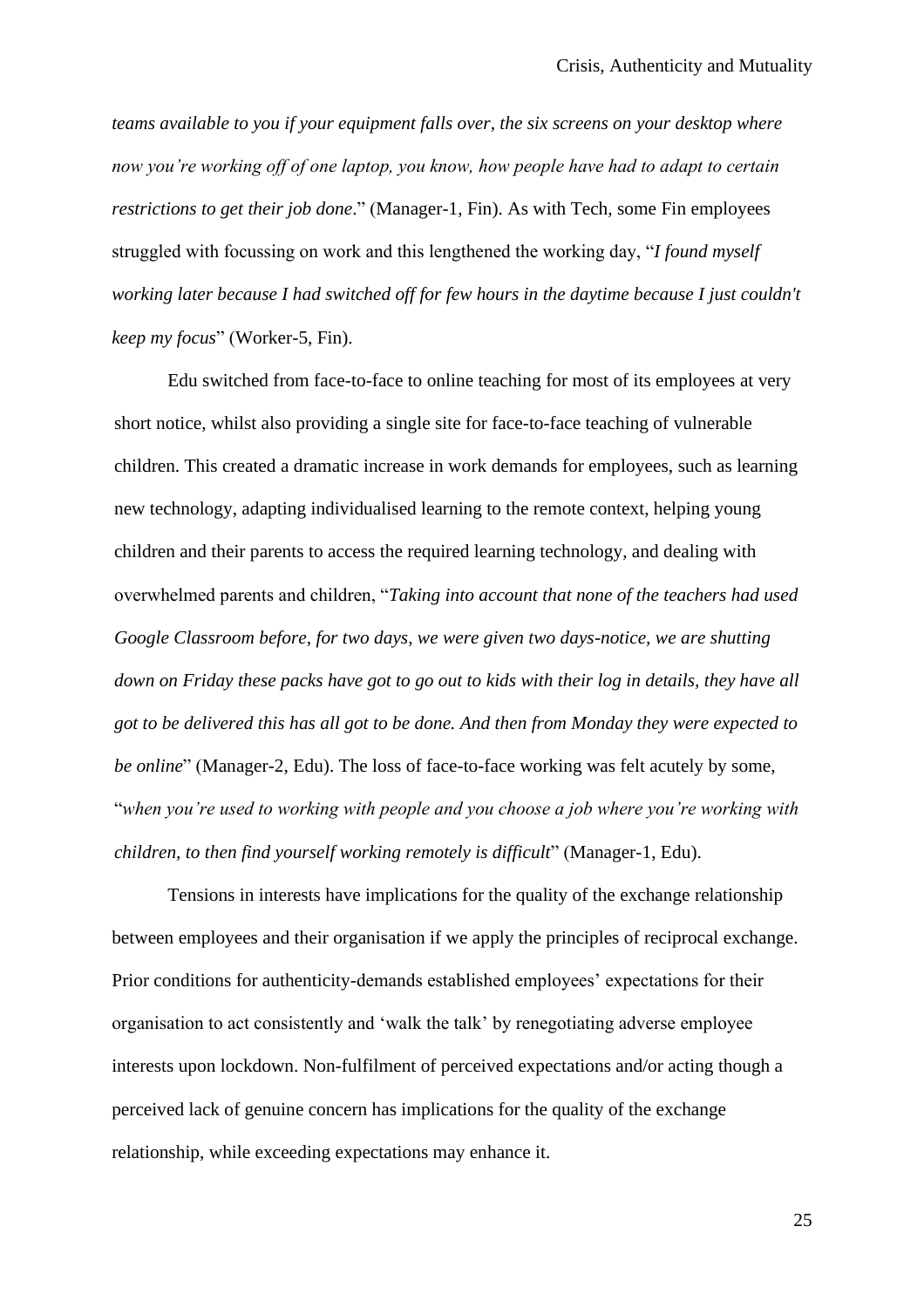*teams available to you if your equipment falls over, the six screens on your desktop where now you're working off of one laptop, you know, how people have had to adapt to certain restrictions to get their job done*." (Manager-1, Fin). As with Tech, some Fin employees struggled with focussing on work and this lengthened the working day, "*I found myself working later because I had switched off for few hours in the daytime because I just couldn't keep my focus*" (Worker-5, Fin).

Edu switched from face-to-face to online teaching for most of its employees at very short notice, whilst also providing a single site for face-to-face teaching of vulnerable children. This created a dramatic increase in work demands for employees, such as learning new technology, adapting individualised learning to the remote context, helping young children and their parents to access the required learning technology, and dealing with overwhelmed parents and children, "*Taking into account that none of the teachers had used Google Classroom before, for two days, we were given two days-notice, we are shutting down on Friday these packs have got to go out to kids with their log in details, they have all got to be delivered this has all got to be done. And then from Monday they were expected to be online*" (Manager-2, Edu). The loss of face-to-face working was felt acutely by some, "*when you're used to working with people and you choose a job where you're working with children, to then find yourself working remotely is difficult*" (Manager-1, Edu).

Tensions in interests have implications for the quality of the exchange relationship between employees and their organisation if we apply the principles of reciprocal exchange. Prior conditions for authenticity-demands established employees' expectations for their organisation to act consistently and 'walk the talk' by renegotiating adverse employee interests upon lockdown. Non-fulfilment of perceived expectations and/or acting though a perceived lack of genuine concern has implications for the quality of the exchange relationship, while exceeding expectations may enhance it.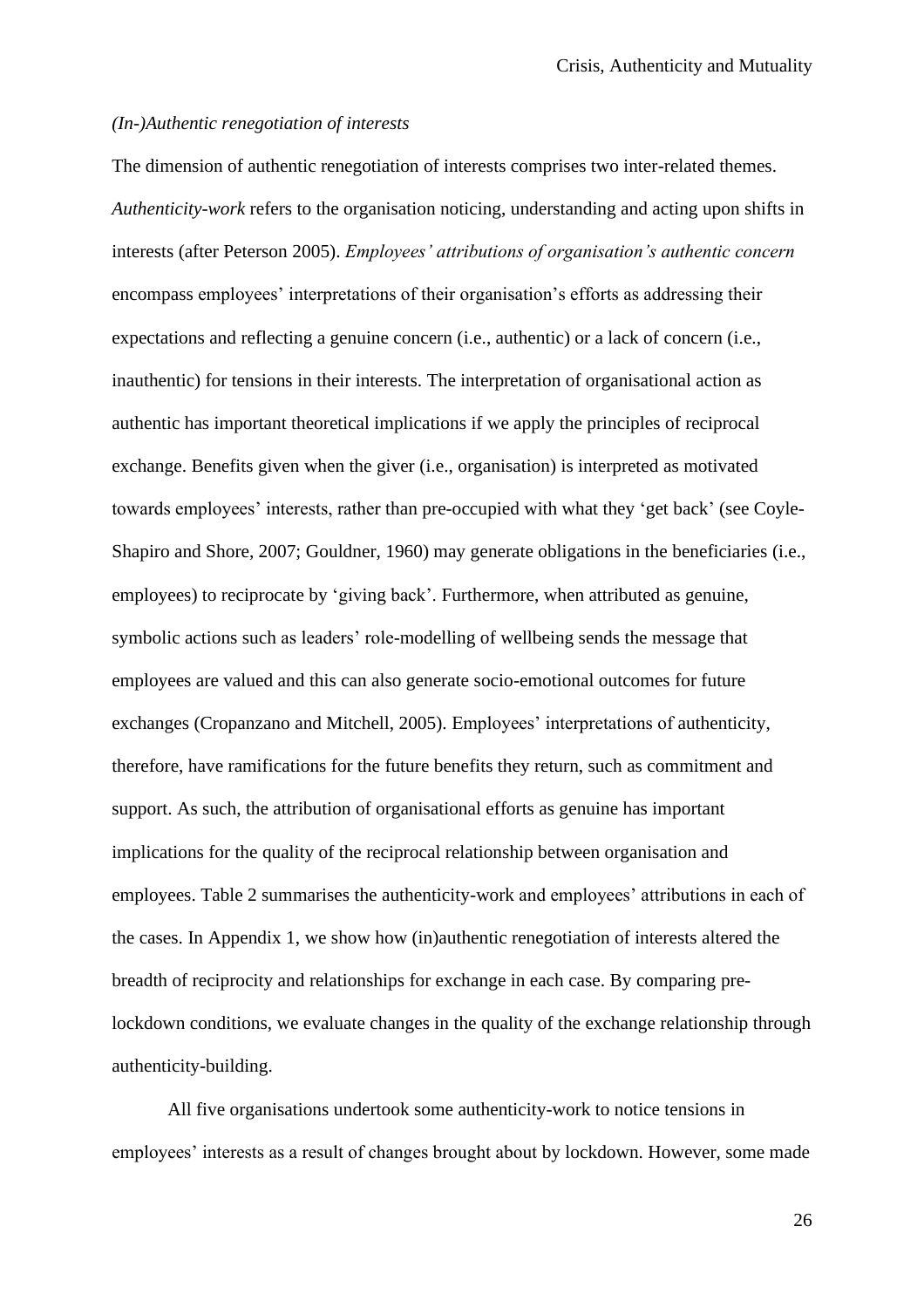*(In-)Authentic renegotiation of interests*

The dimension of authentic renegotiation of interests comprises two inter-related themes. *Authenticity-work* refers to the organisation noticing, understanding and acting upon shifts in interests (after Peterson 2005). *Employees' attributions of organisation's authentic concern* encompass employees' interpretations of their organisation's efforts as addressing their expectations and reflecting a genuine concern (i.e., authentic) or a lack of concern (i.e., inauthentic) for tensions in their interests. The interpretation of organisational action as authentic has important theoretical implications if we apply the principles of reciprocal exchange. Benefits given when the giver (i.e., organisation) is interpreted as motivated towards employees' interests, rather than pre-occupied with what they 'get back' (see Coyle-Shapiro and Shore, 2007; Gouldner, 1960) may generate obligations in the beneficiaries (i.e., employees) to reciprocate by 'giving back'. Furthermore, when attributed as genuine, symbolic actions such as leaders' role-modelling of wellbeing sends the message that employees are valued and this can also generate socio-emotional outcomes for future exchanges (Cropanzano and Mitchell, 2005). Employees' interpretations of authenticity, therefore, have ramifications for the future benefits they return, such as commitment and support. As such, the attribution of organisational efforts as genuine has important implications for the quality of the reciprocal relationship between organisation and employees. Table 2 summarises the authenticity-work and employees' attributions in each of the cases. In Appendix 1, we show how (in)authentic renegotiation of interests altered the breadth of reciprocity and relationships for exchange in each case. By comparing pre-lockdown conditions, we evaluate changes in the quality of the exchange relationship through authenticity-building.

All five organisations undertook some authenticity-work to notice tensions in employees' interests as a result of changes brought about by lockdown. However, some made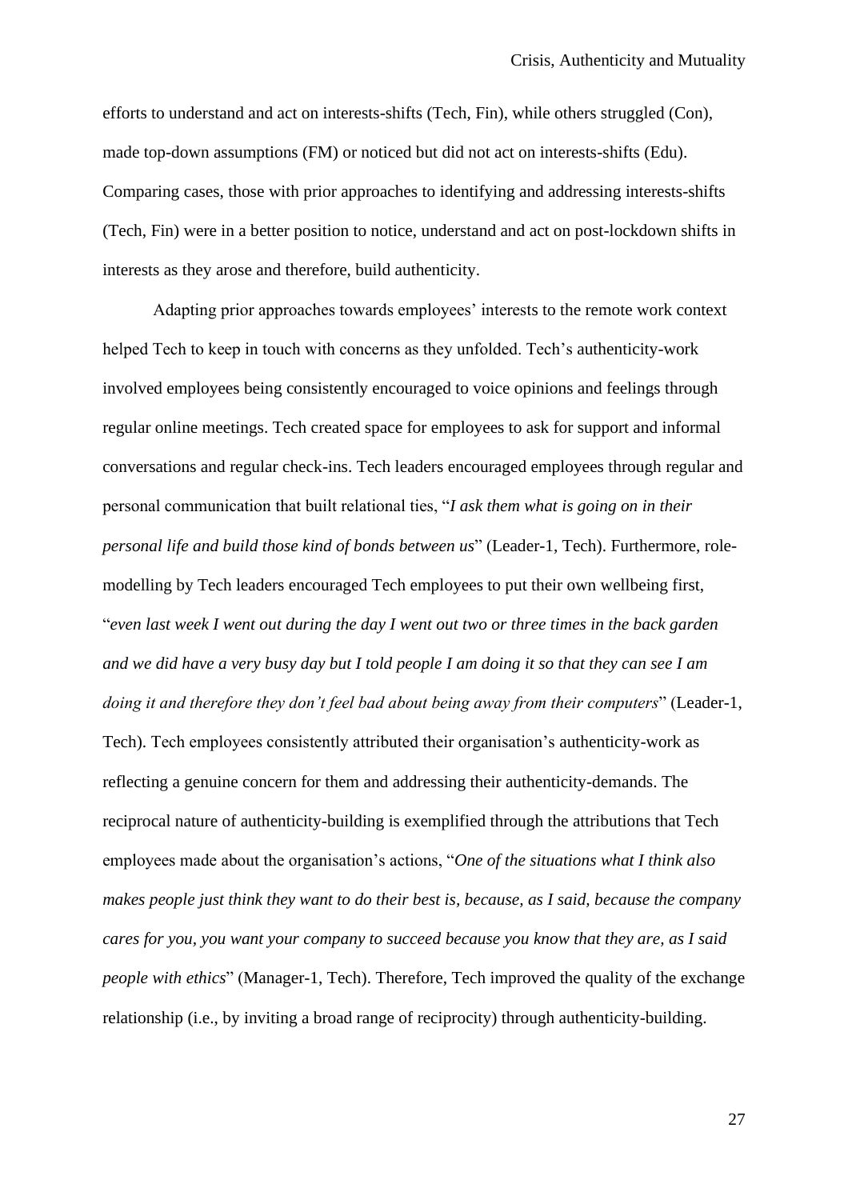efforts to understand and act on interests-shifts (Tech, Fin), while others struggled (Con), made top-down assumptions (FM) or noticed but did not act on interests-shifts (Edu). Comparing cases, those with prior approaches to identifying and addressing interests-shifts (Tech, Fin) were in a better position to notice, understand and act on post-lockdown shifts in interests as they arose and therefore, build authenticity.

Adapting prior approaches towards employees' interests to the remote work context helped Tech to keep in touch with concerns as they unfolded. Tech's authenticity-work involved employees being consistently encouraged to voice opinions and feelings through regular online meetings. Tech created space for employees to ask for support and informal conversations and regular check-ins. Tech leaders encouraged employees through regular and personal communication that built relational ties, "*I ask them what is going on in their personal life and build those kind of bonds between us*" (Leader-1, Tech). Furthermore, role-modelling by Tech leaders encouraged Tech employees to put their own wellbeing first, "*even last week I went out during the day I went out two or three times in the back garden and we did have a very busy day but I told people I am doing it so that they can see I am doing it and therefore they don't feel bad about being away from their computers*" (Leader-1, Tech). Tech employees consistently attributed their organisation's authenticity-work as reflecting a genuine concern for them and addressing their authenticity-demands. The reciprocal nature of authenticity-building is exemplified through the attributions that Tech employees made about the organisation's actions, "*One of the situations what I think also makes people just think they want to do their best is, because, as I said, because the company cares for you, you want your company to succeed because you know that they are, as I said people with ethics*" (Manager-1, Tech). Therefore, Tech improved the quality of the exchange relationship (i.e., by inviting a broad range of reciprocity) through authenticity-building.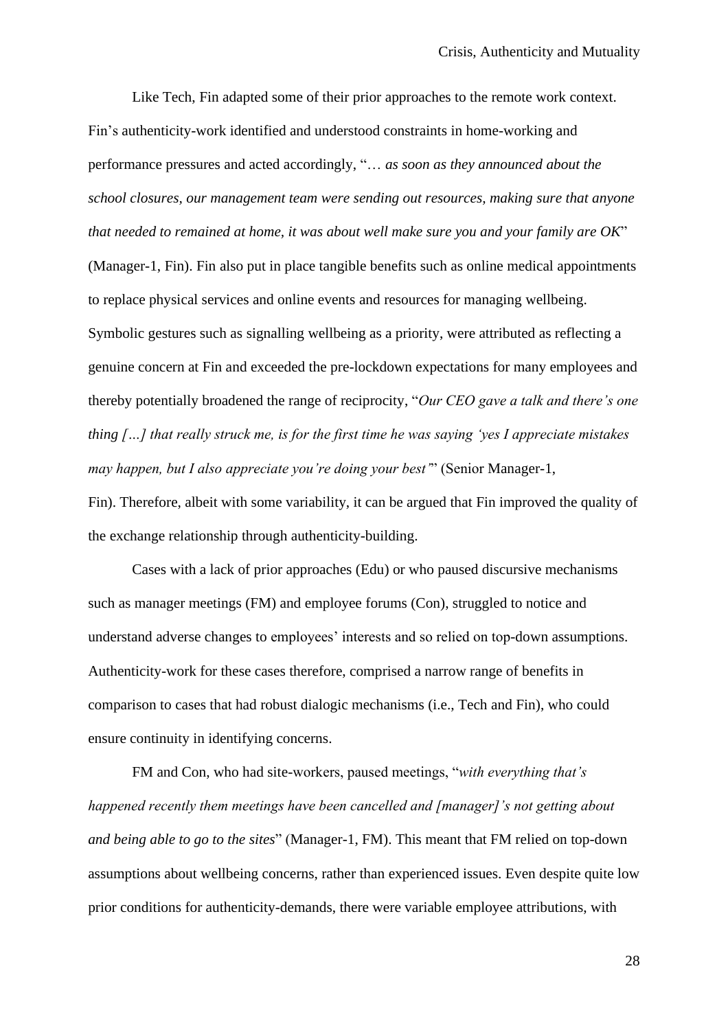Like Tech, Fin adapted some of their prior approaches to the remote work context. Fin's authenticity-work identified and understood constraints in home-working and performance pressures and acted accordingly, "… *as soon as they announced about the school closures, our management team were sending out resources, making sure that anyone that needed to remained at home, it was about well make sure you and your family are OK*" (Manager-1, Fin). Fin also put in place tangible benefits such as online medical appointments to replace physical services and online events and resources for managing wellbeing. Symbolic gestures such as signalling wellbeing as a priority, were attributed as reflecting a genuine concern at Fin and exceeded the pre-lockdown expectations for many employees and thereby potentially broadened the range of reciprocity, "*Our CEO gave a talk and there's one thing […] that really struck me, is for the first time he was saying 'yes I appreciate mistakes may happen, but I also appreciate you're doing your best'*" (Senior Manager-1, Fin). Therefore, albeit with some variability, it can be argued that Fin improved the quality of the exchange relationship through authenticity-building.

Cases with a lack of prior approaches (Edu) or who paused discursive mechanisms such as manager meetings (FM) and employee forums (Con), struggled to notice and understand adverse changes to employees' interests and so relied on top-down assumptions. Authenticity-work for these cases therefore, comprised a narrow range of benefits in comparison to cases that had robust dialogic mechanisms (i.e., Tech and Fin), who could ensure continuity in identifying concerns.

FM and Con, who had site-workers, paused meetings, "*with everything that's happened recently them meetings have been cancelled and [manager]'s not getting about and being able to go to the sites*" (Manager-1, FM). This meant that FM relied on top-down assumptions about wellbeing concerns, rather than experienced issues. Even despite quite low prior conditions for authenticity-demands, there were variable employee attributions, with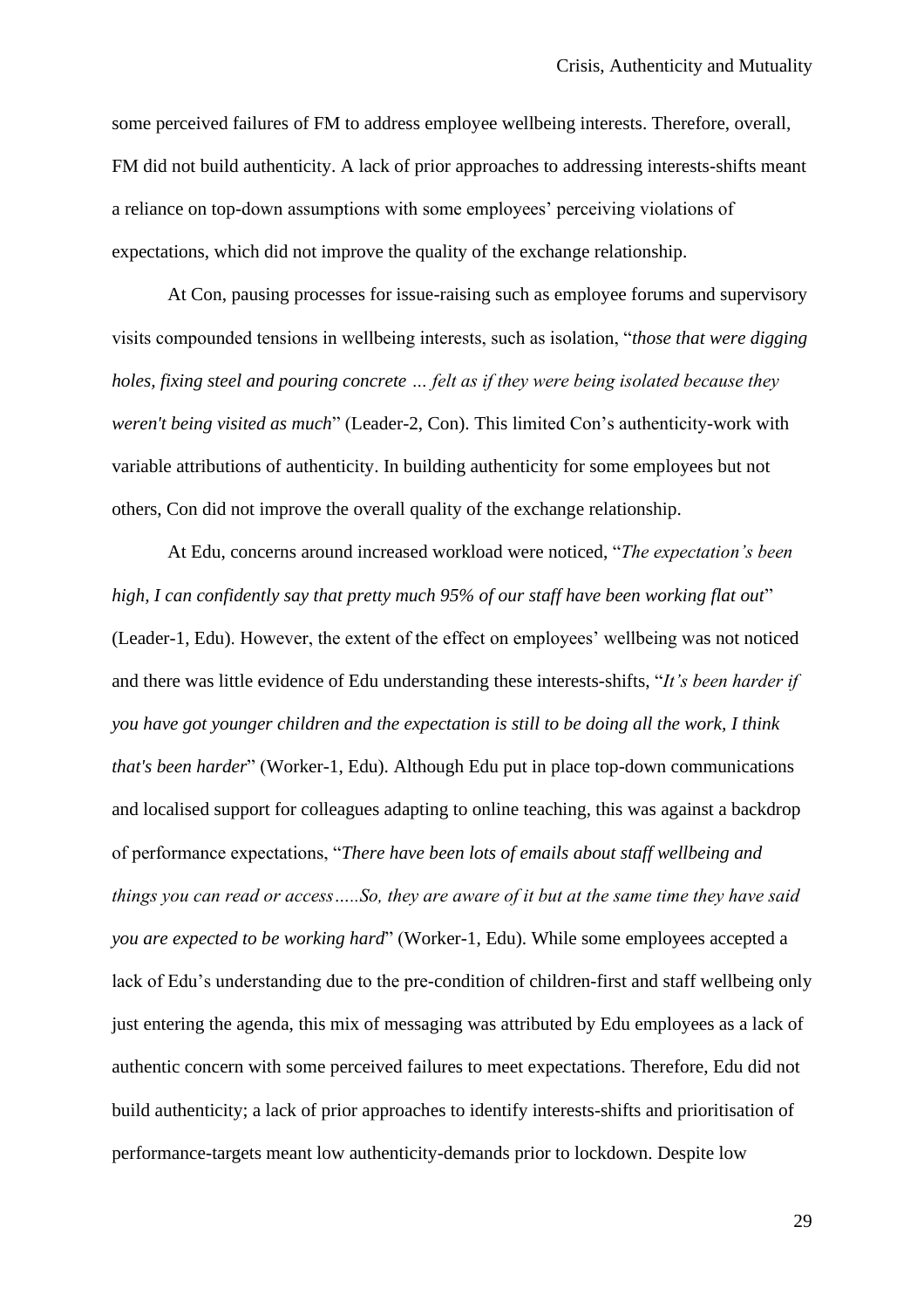some perceived failures of FM to address employee wellbeing interests. Therefore, overall, FM did not build authenticity. A lack of prior approaches to addressing interests-shifts meant a reliance on top-down assumptions with some employees' perceiving violations of expectations, which did not improve the quality of the exchange relationship.

At Con, pausing processes for issue-raising such as employee forums and supervisory visits compounded tensions in wellbeing interests, such as isolation, "*those that were digging holes, fixing steel and pouring concrete … felt as if they were being isolated because they weren't being visited as much*" (Leader-2, Con). This limited Con's authenticity-work with variable attributions of authenticity. In building authenticity for some employees but not others, Con did not improve the overall quality of the exchange relationship.

At Edu, concerns around increased workload were noticed, "*The expectation's been high, I can confidently say that pretty much 95% of our staff have been working flat out*" (Leader-1, Edu). However, the extent of the effect on employees' wellbeing was not noticed and there was little evidence of Edu understanding these interests-shifts, "*It's been harder if you have got younger children and the expectation is still to be doing all the work, I think that's been harder*" (Worker-1, Edu). Although Edu put in place top-down communications and localised support for colleagues adapting to online teaching, this was against a backdrop of performance expectations, "*There have been lots of emails about staff wellbeing and things you can read or access…..So, they are aware of it but at the same time they have said you are expected to be working hard*" (Worker-1, Edu). While some employees accepted a lack of Edu's understanding due to the pre-condition of children-first and staff wellbeing only just entering the agenda, this mix of messaging was attributed by Edu employees as a lack of authentic concern with some perceived failures to meet expectations. Therefore, Edu did not build authenticity; a lack of prior approaches to identify interests-shifts and prioritisation of performance-targets meant low authenticity-demands prior to lockdown. Despite low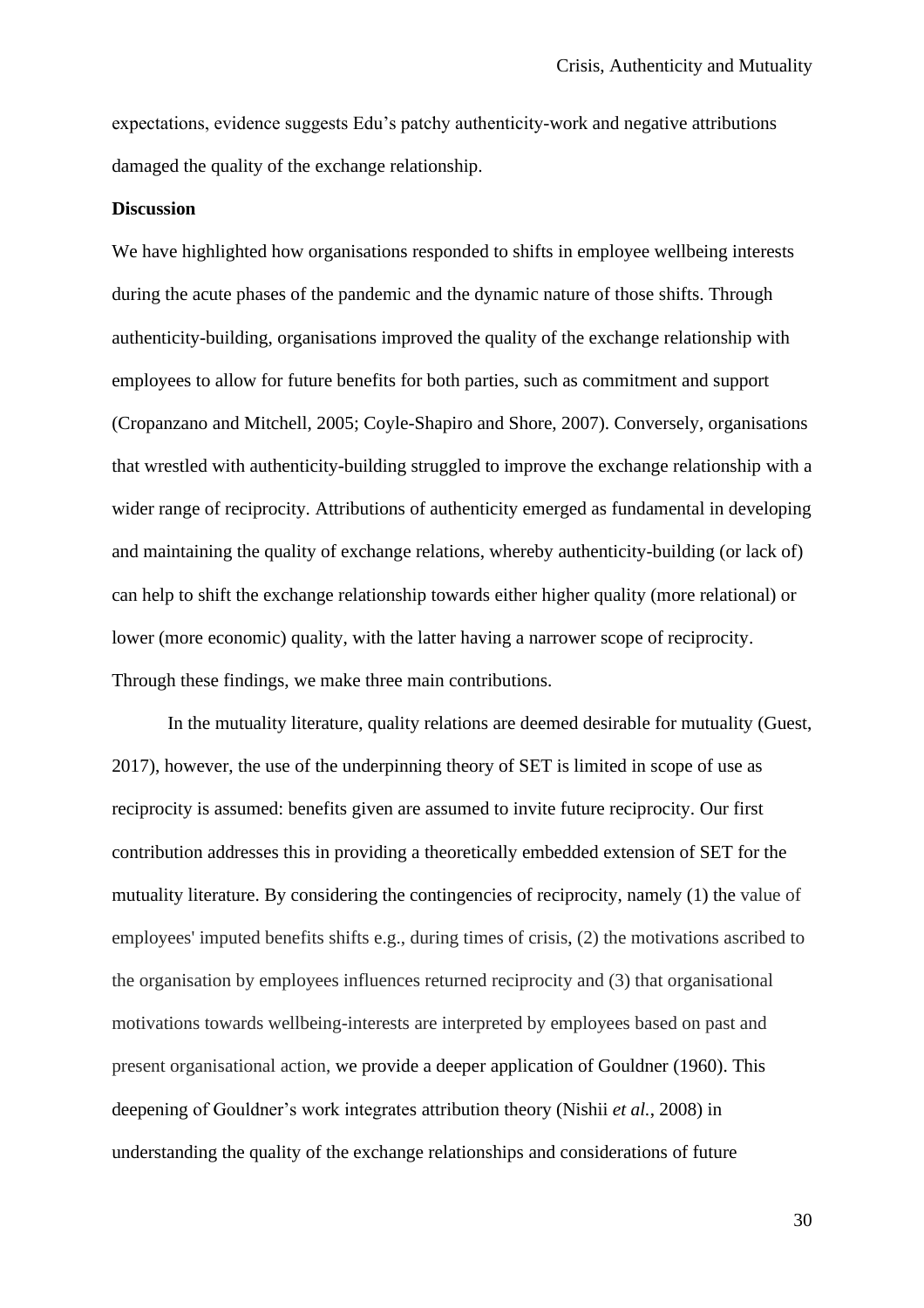expectations, evidence suggests Edu's patchy authenticity-work and negative attributions damaged the quality of the exchange relationship.

**Discussion**

We have highlighted how organisations responded to shifts in employee wellbeing interests during the acute phases of the pandemic and the dynamic nature of those shifts. Through authenticity-building, organisations improved the quality of the exchange relationship with employees to allow for future benefits for both parties, such as commitment and support (Cropanzano and Mitchell, 2005; Coyle-Shapiro and Shore, 2007). Conversely, organisations that wrestled with authenticity-building struggled to improve the exchange relationship with a wider range of reciprocity. Attributions of authenticity emerged as fundamental in developing and maintaining the quality of exchange relations, whereby authenticity-building (or lack of) can help to shift the exchange relationship towards either higher quality (more relational) or lower (more economic) quality, with the latter having a narrower scope of reciprocity. Through these findings, we make three main contributions.

In the mutuality literature, quality relations are deemed desirable for mutuality (Guest, 2017), however, the use of the underpinning theory of SET is limited in scope of use as reciprocity is assumed: benefits given are assumed to invite future reciprocity. Our first contribution addresses this in providing a theoretically embedded extension of SET for the mutuality literature. By considering the contingencies of reciprocity, namely (1) the value of employees' imputed benefits shifts e.g., during times of crisis, (2) the motivations ascribed to the organisation by employees influences returned reciprocity and (3) that organisational motivations towards wellbeing-interests are interpreted by employees based on past and present organisational action, we provide a deeper application of Gouldner (1960). This deepening of Gouldner's work integrates attribution theory (Nishii *et al.*, 2008) in understanding the quality of the exchange relationships and considerations of future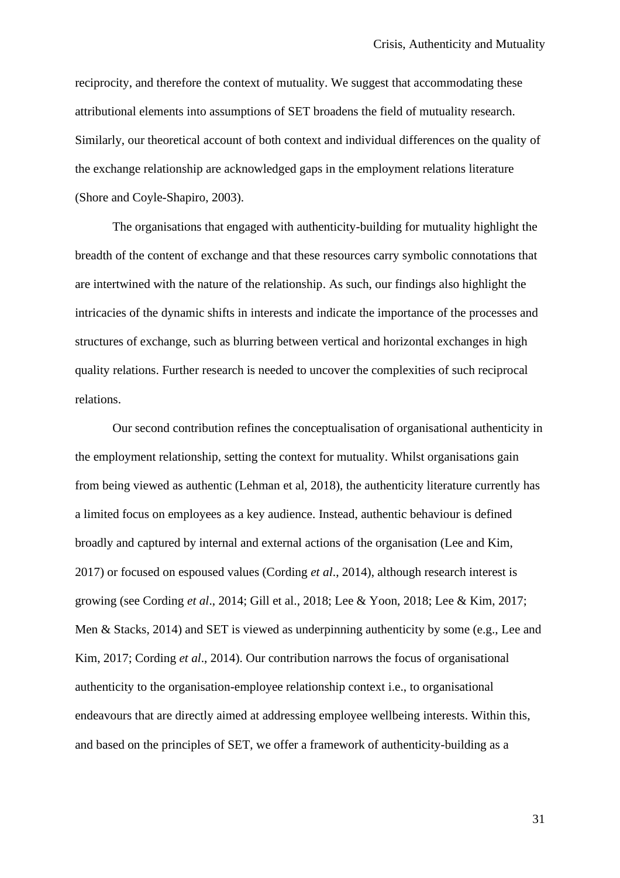reciprocity, and therefore the context of mutuality. We suggest that accommodating these attributional elements into assumptions of SET broadens the field of mutuality research. Similarly, our theoretical account of both context and individual differences on the quality of the exchange relationship are acknowledged gaps in the employment relations literature (Shore and Coyle-Shapiro, 2003).

The organisations that engaged with authenticity-building for mutuality highlight the breadth of the content of exchange and that these resources carry symbolic connotations that are intertwined with the nature of the relationship. As such, our findings also highlight the intricacies of the dynamic shifts in interests and indicate the importance of the processes and structures of exchange, such as blurring between vertical and horizontal exchanges in high quality relations. Further research is needed to uncover the complexities of such reciprocal relations.

Our second contribution refines the conceptualisation of organisational authenticity in the employment relationship, setting the context for mutuality. Whilst organisations gain from being viewed as authentic (Lehman et al, 2018), the authenticity literature currently has a limited focus on employees as a key audience. Instead, authentic behaviour is defined broadly and captured by internal and external actions of the organisation (Lee and Kim, 2017) or focused on espoused values (Cording *et al*., 2014), although research interest is growing (see Cording *et al*., 2014; Gill et al., 2018; Lee & Yoon, 2018; Lee & Kim, 2017; Men & Stacks, 2014) and SET is viewed as underpinning authenticity by some (e.g., Lee and Kim, 2017; Cording *et al*., 2014). Our contribution narrows the focus of organisational authenticity to the organisation-employee relationship context i.e., to organisational endeavours that are directly aimed at addressing employee wellbeing interests. Within this, and based on the principles of SET, we offer a framework of authenticity-building as a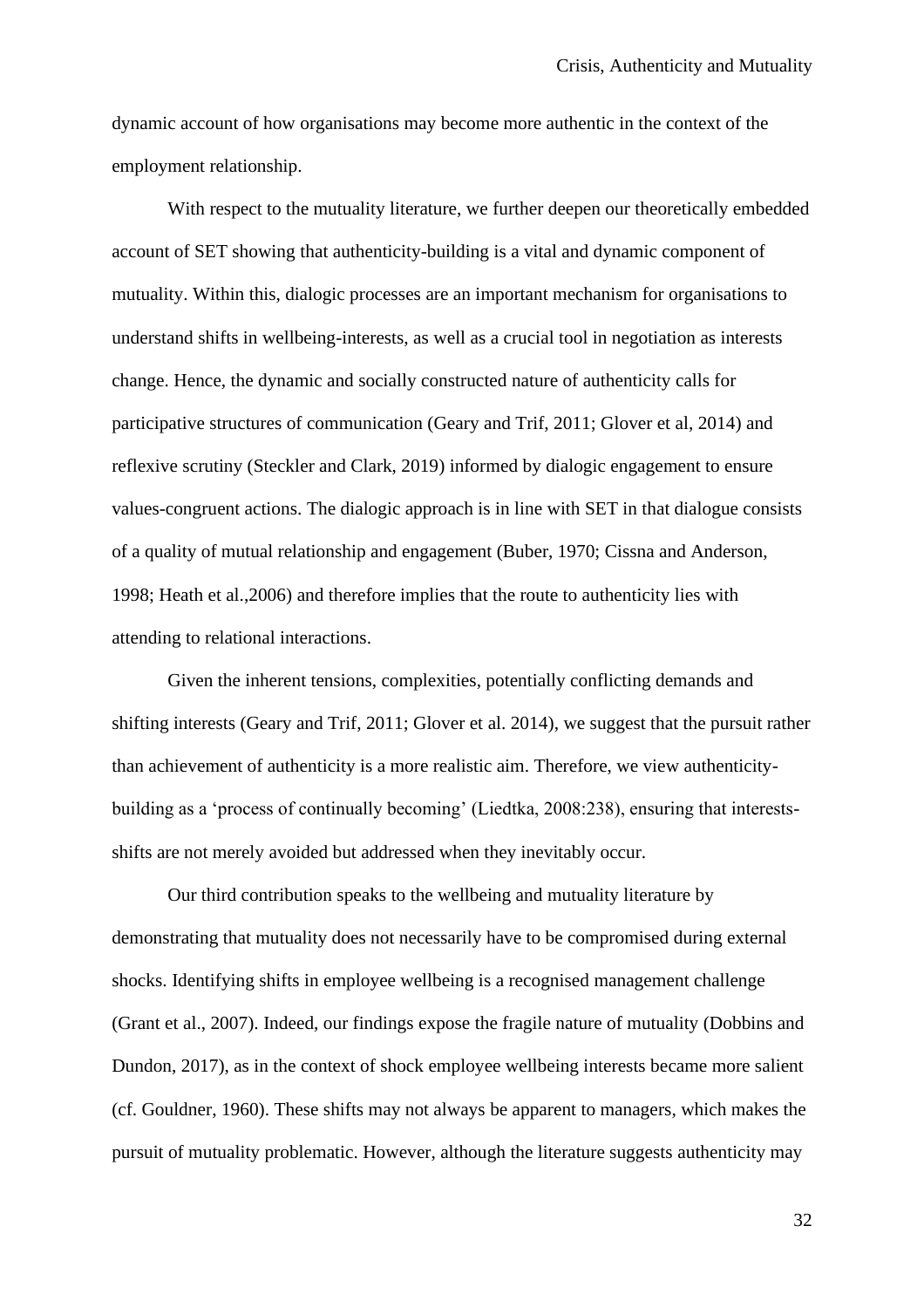dynamic account of how organisations may become more authentic in the context of the employment relationship.

With respect to the mutuality literature, we further deepen our theoretically embedded account of SET showing that authenticity-building is a vital and dynamic component of mutuality. Within this, dialogic processes are an important mechanism for organisations to understand shifts in wellbeing-interests, as well as a crucial tool in negotiation as interests change. Hence, the dynamic and socially constructed nature of authenticity calls for participative structures of communication (Geary and Trif, 2011; Glover et al, 2014) and reflexive scrutiny (Steckler and Clark, 2019) informed by dialogic engagement to ensure values-congruent actions. The dialogic approach is in line with SET in that dialogue consists of a quality of mutual relationship and engagement (Buber, 1970; Cissna and Anderson, 1998; Heath et al.,2006) and therefore implies that the route to authenticity lies with attending to relational interactions.

Given the inherent tensions, complexities, potentially conflicting demands and shifting interests (Geary and Trif, 2011; Glover et al. 2014), we suggest that the pursuit rather than achievement of authenticity is a more realistic aim. Therefore, we view authenticity-building as a 'process of continually becoming' (Liedtka, 2008:238), ensuring that interests-shifts are not merely avoided but addressed when they inevitably occur.

Our third contribution speaks to the wellbeing and mutuality literature by demonstrating that mutuality does not necessarily have to be compromised during external shocks. Identifying shifts in employee wellbeing is a recognised management challenge (Grant et al., 2007). Indeed, our findings expose the fragile nature of mutuality (Dobbins and Dundon, 2017), as in the context of shock employee wellbeing interests became more salient (cf. Gouldner, 1960). These shifts may not always be apparent to managers, which makes the pursuit of mutuality problematic. However, although the literature suggests authenticity may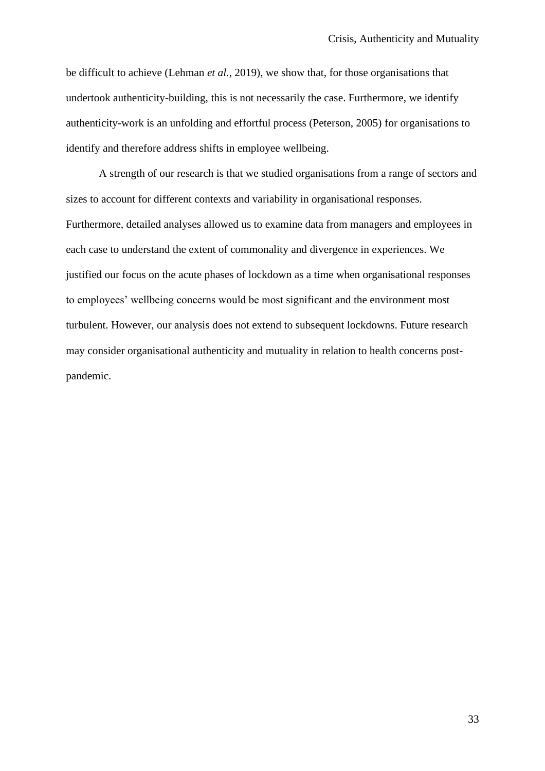be difficult to achieve (Lehman *et al.*, 2019), we show that, for those organisations that undertook authenticity-building, this is not necessarily the case. Furthermore, we identify authenticity-work is an unfolding and effortful process (Peterson, 2005) for organisations to identify and therefore address shifts in employee wellbeing.

A strength of our research is that we studied organisations from a range of sectors and sizes to account for different contexts and variability in organisational responses. Furthermore, detailed analyses allowed us to examine data from managers and employees in each case to understand the extent of commonality and divergence in experiences. We justified our focus on the acute phases of lockdown as a time when organisational responses to employees' wellbeing concerns would be most significant and the environment most turbulent. However, our analysis does not extend to subsequent lockdowns. Future research may consider organisational authenticity and mutuality in relation to health concerns post-pandemic.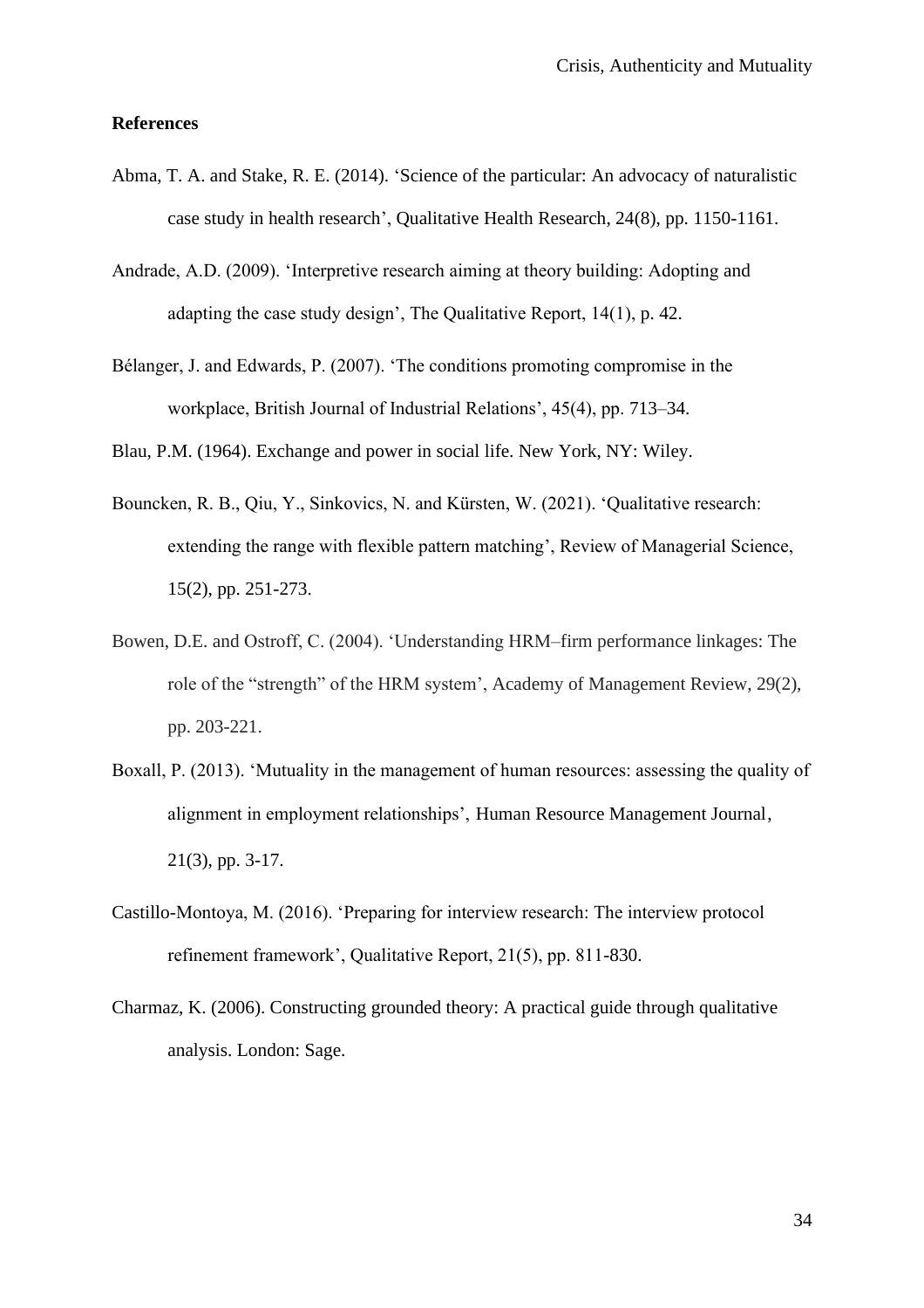**References**

Abma, T. A. and Stake, R. E. (2014). 'Science of the particular: An advocacy of naturalistic case study in health research', Qualitative Health Research, 24(8), pp. 1150-1161.

Andrade, A.D. (2009). 'Interpretive research aiming at theory building: Adopting and adapting the case study design', The Qualitative Report, 14(1), p. 42.

Bélanger, J. and Edwards, P. (2007). 'The conditions promoting compromise in the workplace, British Journal of Industrial Relations', 45(4), pp. 713–34.

Blau, P.M. (1964). Exchange and power in social life. New York, NY: Wiley.

Bouncken, R. B., Qiu, Y., Sinkovics, N. and Kürsten, W. (2021). 'Qualitative research: extending the range with flexible pattern matching', Review of Managerial Science, 15(2), pp. 251-273.

Bowen, D.E. and Ostroff, C. (2004). 'Understanding HRM–firm performance linkages: The role of the "strength" of the HRM system', Academy of Management Review, 29(2), pp. 203-221.

Boxall, P. (2013). 'Mutuality in the management of human resources: assessing the quality of alignment in employment relationships', Human Resource Management Journal, 21(3), pp. 3-17.

Castillo-Montoya, M. (2016). 'Preparing for interview research: The interview protocol refinement framework', Qualitative Report, 21(5), pp. 811-830.

Charmaz, K. (2006). Constructing grounded theory: A practical guide through qualitative analysis. London: Sage.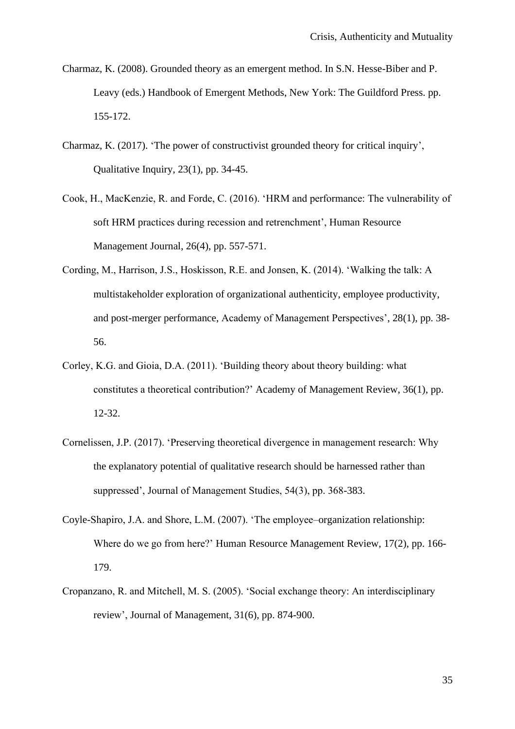Charmaz, K. (2008). Grounded theory as an emergent method. In S.N. Hesse-Biber and P. Leavy (eds.) Handbook of Emergent Methods, New York: The Guildford Press. pp. 155-172.

Charmaz, K. (2017). 'The power of constructivist grounded theory for critical inquiry', Qualitative Inquiry, 23(1), pp. 34-45.

Cook, H., MacKenzie, R. and Forde, C. (2016). 'HRM and performance: The vulnerability of soft HRM practices during recession and retrenchment', Human Resource Management Journal, 26(4), pp. 557-571.

Cording, M., Harrison, J.S., Hoskisson, R.E. and Jonsen, K. (2014). 'Walking the talk: A multistakeholder exploration of organizational authenticity, employee productivity, and post-merger performance, Academy of Management Perspectives', 28(1), pp. 38-56.

Corley, K.G. and Gioia, D.A. (2011). 'Building theory about theory building: what constitutes a theoretical contribution?' Academy of Management Review, 36(1), pp. 12-32.

Cornelissen, J.P. (2017). 'Preserving theoretical divergence in management research: Why the explanatory potential of qualitative research should be harnessed rather than suppressed', Journal of Management Studies, 54(3), pp. 368-383.

Coyle-Shapiro, J.A. and Shore, L.M. (2007). 'The employee–organization relationship: Where do we go from here?' Human Resource Management Review, 17(2), pp. 166-179.

Cropanzano, R. and Mitchell, M. S. (2005). 'Social exchange theory: An interdisciplinary review', Journal of Management, 31(6), pp. 874-900.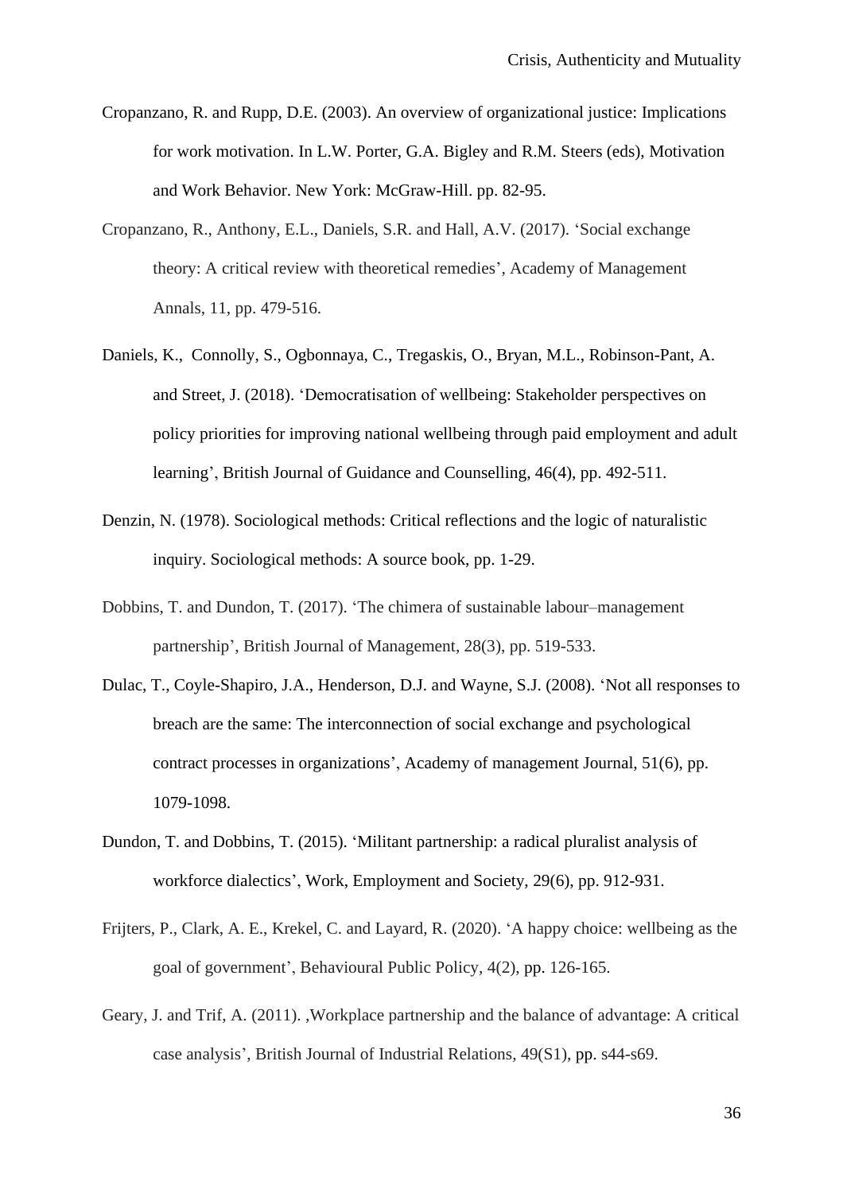Cropanzano, R. and Rupp, D.E. (2003). An overview of organizational justice: Implications for work motivation. In L.W. Porter, G.A. Bigley and R.M. Steers (eds), Motivation and Work Behavior. New York: McGraw-Hill. pp. 82-95.

Cropanzano, R., Anthony, E.L., Daniels, S.R. and Hall, A.V. (2017). 'Social exchange theory: A critical review with theoretical remedies', Academy of Management Annals, 11, pp. 479-516.

Daniels, K., Connolly, S., Ogbonnaya, C., Tregaskis, O., Bryan, M.L., Robinson-Pant, A. and Street, J. (2018). 'Democratisation of wellbeing: Stakeholder perspectives on policy priorities for improving national wellbeing through paid employment and adult learning', British Journal of Guidance and Counselling, 46(4), pp. 492-511.

Denzin, N. (1978). Sociological methods: Critical reflections and the logic of naturalistic inquiry. Sociological methods: A source book, pp. 1-29.

Dobbins, T. and Dundon, T. (2017). 'The chimera of sustainable labour–management partnership', British Journal of Management, 28(3), pp. 519-533.

Dulac, T., Coyle-Shapiro, J.A., Henderson, D.J. and Wayne, S.J. (2008). 'Not all responses to breach are the same: The interconnection of social exchange and psychological contract processes in organizations', Academy of management Journal, 51(6), pp. 1079-1098.

Dundon, T. and Dobbins, T. (2015). 'Militant partnership: a radical pluralist analysis of workforce dialectics', Work, Employment and Society, 29(6), pp. 912-931.

Frijters, P., Clark, A. E., Krekel, C. and Layard, R. (2020). 'A happy choice: wellbeing as the goal of government', Behavioural Public Policy, 4(2), pp. 126-165.

Geary, J. and Trif, A. (2011). ‚Workplace partnership and the balance of advantage: A critical case analysis', British Journal of Industrial Relations, 49(S1), pp. s44-s69.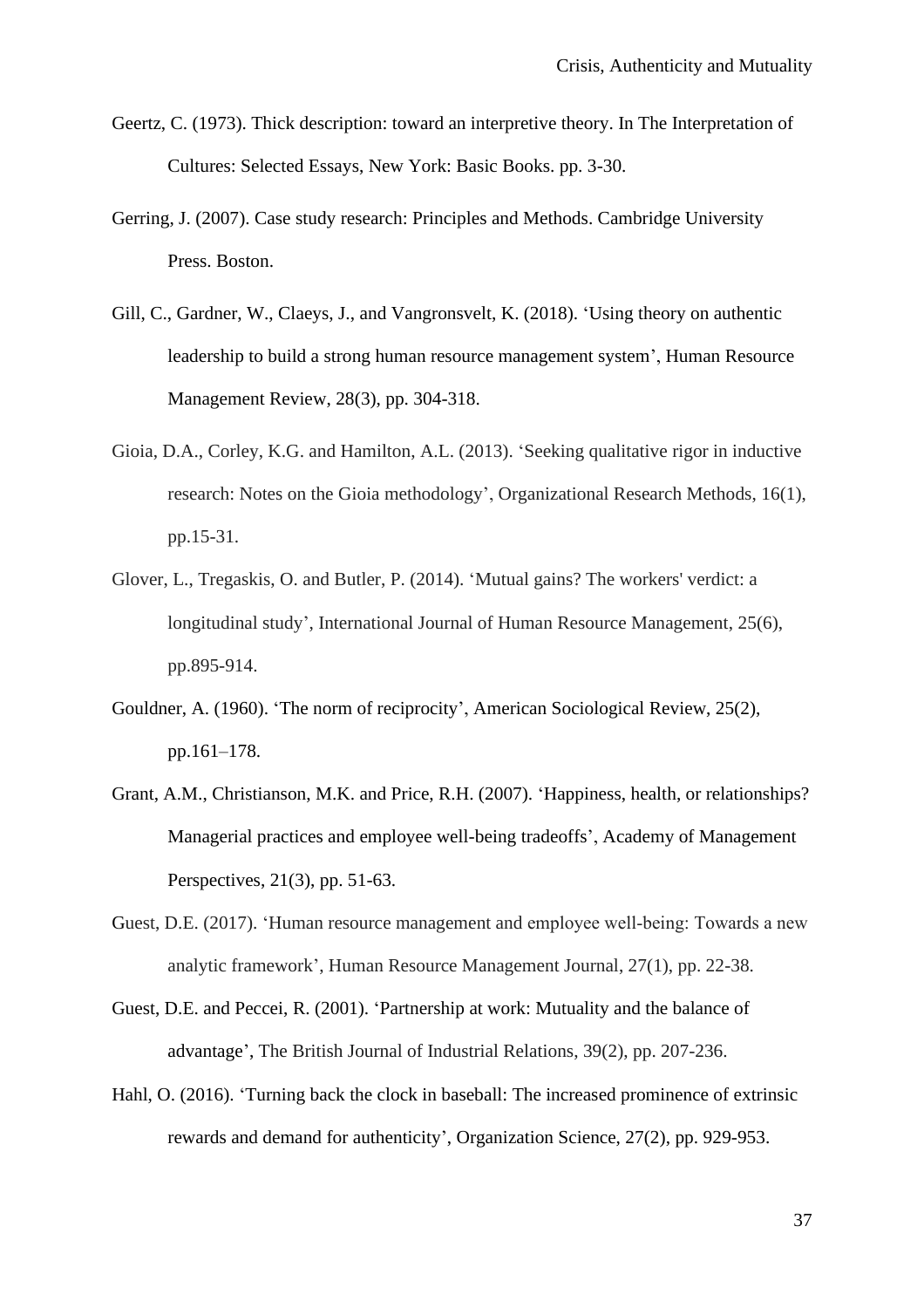Geertz, C. (1973). Thick description: toward an interpretive theory. In The Interpretation of Cultures: Selected Essays, New York: Basic Books. pp. 3-30.

Gerring, J. (2007). Case study research: Principles and Methods. Cambridge University Press. Boston.

Gill, C., Gardner, W., Claeys, J., and Vangronsvelt, K. (2018). 'Using theory on authentic leadership to build a strong human resource management system', Human Resource Management Review, 28(3), pp. 304-318.

Gioia, D.A., Corley, K.G. and Hamilton, A.L. (2013). 'Seeking qualitative rigor in inductive research: Notes on the Gioia methodology', Organizational Research Methods, 16(1), pp.15-31.

Glover, L., Tregaskis, O. and Butler, P. (2014). 'Mutual gains? The workers' verdict: a longitudinal study', International Journal of Human Resource Management, 25(6), pp.895-914.

Gouldner, A. (1960). 'The norm of reciprocity', American Sociological Review, 25(2), pp.161–178.

Grant, A.M., Christianson, M.K. and Price, R.H. (2007). 'Happiness, health, or relationships? Managerial practices and employee well-being tradeoffs', Academy of Management Perspectives, 21(3), pp. 51-63.

Guest, D.E. (2017). 'Human resource management and employee well-being: Towards a new analytic framework', Human Resource Management Journal, 27(1), pp. 22-38.

Guest, D.E. and Peccei, R. (2001). 'Partnership at work: Mutuality and the balance of advantage', The British Journal of Industrial Relations, 39(2), pp. 207-236.

Hahl, O. (2016). 'Turning back the clock in baseball: The increased prominence of extrinsic rewards and demand for authenticity', Organization Science, 27(2), pp. 929-953.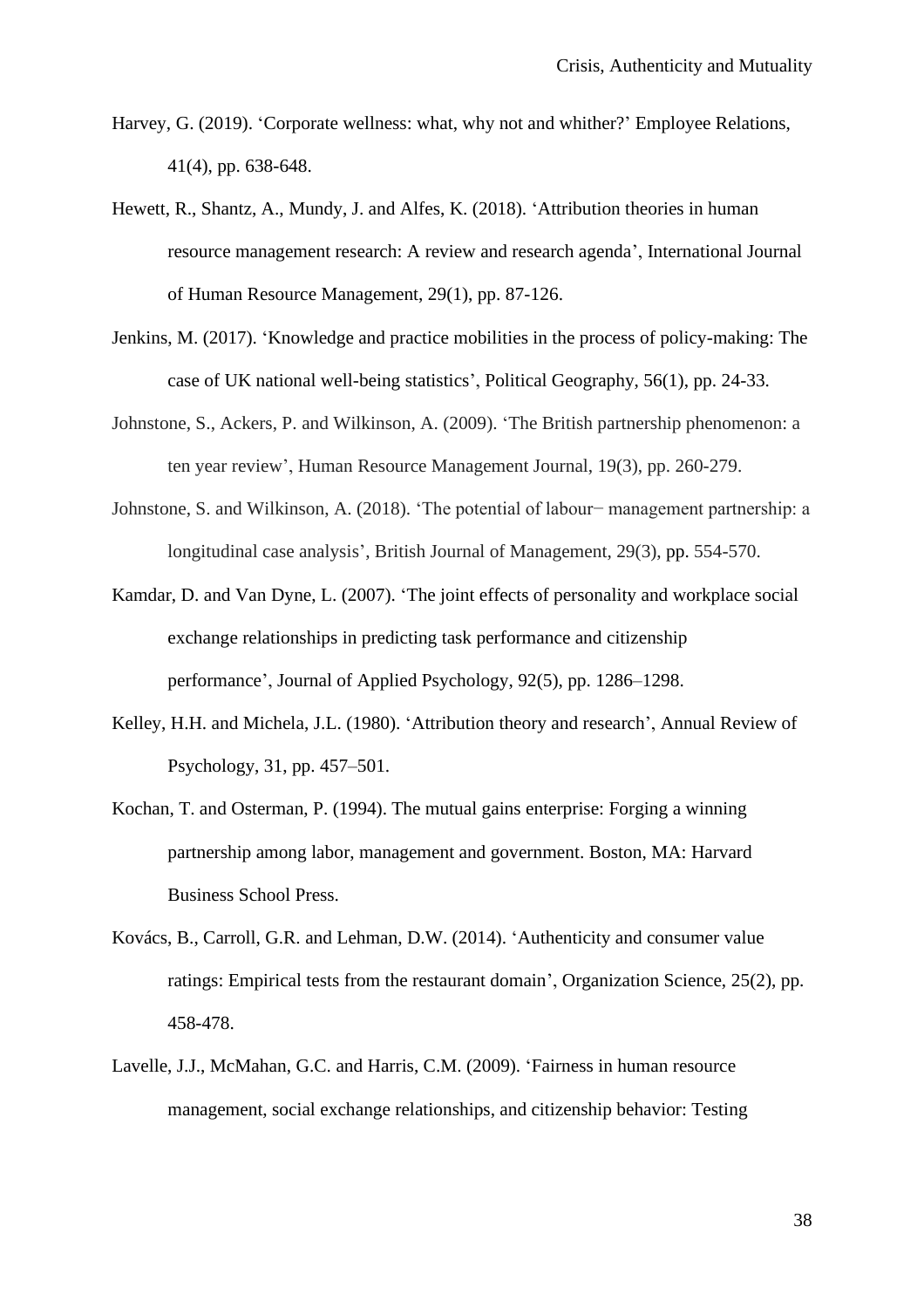Harvey, G. (2019). 'Corporate wellness: what, why not and whither?' Employee Relations, 41(4), pp. 638-648.

Hewett, R., Shantz, A., Mundy, J. and Alfes, K. (2018). 'Attribution theories in human resource management research: A review and research agenda', International Journal of Human Resource Management, 29(1), pp. 87-126.

Jenkins, M. (2017). 'Knowledge and practice mobilities in the process of policy-making: The case of UK national well-being statistics', Political Geography, 56(1), pp. 24-33.

Johnstone, S., Ackers, P. and Wilkinson, A. (2009). 'The British partnership phenomenon: a ten year review', Human Resource Management Journal, 19(3), pp. 260-279.

Johnstone, S. and Wilkinson, A. (2018). 'The potential of labour− management partnership: a longitudinal case analysis', British Journal of Management, 29(3), pp. 554-570.

Kamdar, D. and Van Dyne, L. (2007). 'The joint effects of personality and workplace social exchange relationships in predicting task performance and citizenship performance', Journal of Applied Psychology, 92(5), pp. 1286–1298.

Kelley, H.H. and Michela, J.L. (1980). 'Attribution theory and research', Annual Review of Psychology, 31, pp. 457–501.

Kochan, T. and Osterman, P. (1994). The mutual gains enterprise: Forging a winning partnership among labor, management and government. Boston, MA: Harvard Business School Press.

Kovács, B., Carroll, G.R. and Lehman, D.W. (2014). 'Authenticity and consumer value ratings: Empirical tests from the restaurant domain', Organization Science, 25(2), pp. 458-478.

Lavelle, J.J., McMahan, G.C. and Harris, C.M. (2009). 'Fairness in human resource management, social exchange relationships, and citizenship behavior: Testing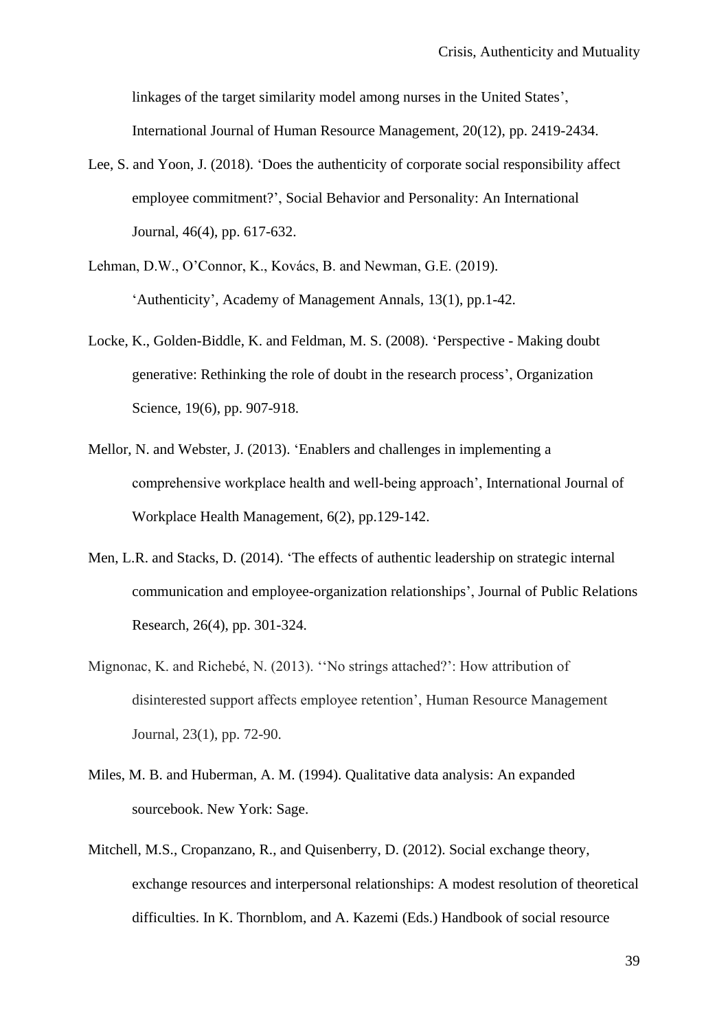linkages of the target similarity model among nurses in the United States', International Journal of Human Resource Management, 20(12), pp. 2419-2434.

Lee, S. and Yoon, J. (2018). 'Does the authenticity of corporate social responsibility affect employee commitment?', Social Behavior and Personality: An International Journal, 46(4), pp. 617-632.

Lehman, D.W., O'Connor, K., Kovács, B. and Newman, G.E. (2019). 'Authenticity', Academy of Management Annals, 13(1), pp.1-42.

Locke, K., Golden-Biddle, K. and Feldman, M. S. (2008). 'Perspective - Making doubt generative: Rethinking the role of doubt in the research process', Organization Science, 19(6), pp. 907-918.

Mellor, N. and Webster, J. (2013). 'Enablers and challenges in implementing a comprehensive workplace health and well-being approach', International Journal of Workplace Health Management, 6(2), pp.129-142.

Men, L.R. and Stacks, D. (2014). 'The effects of authentic leadership on strategic internal communication and employee-organization relationships', Journal of Public Relations Research, 26(4), pp. 301-324.

Mignonac, K. and Richebé, N. (2013). ''No strings attached?': How attribution of disinterested support affects employee retention', Human Resource Management Journal, 23(1), pp. 72-90.

Miles, M. B. and Huberman, A. M. (1994). Qualitative data analysis: An expanded sourcebook. New York: Sage.

Mitchell, M.S., Cropanzano, R., and Quisenberry, D. (2012). Social exchange theory, exchange resources and interpersonal relationships: A modest resolution of theoretical difficulties. In K. Thornblom, and A. Kazemi (Eds.) Handbook of social resource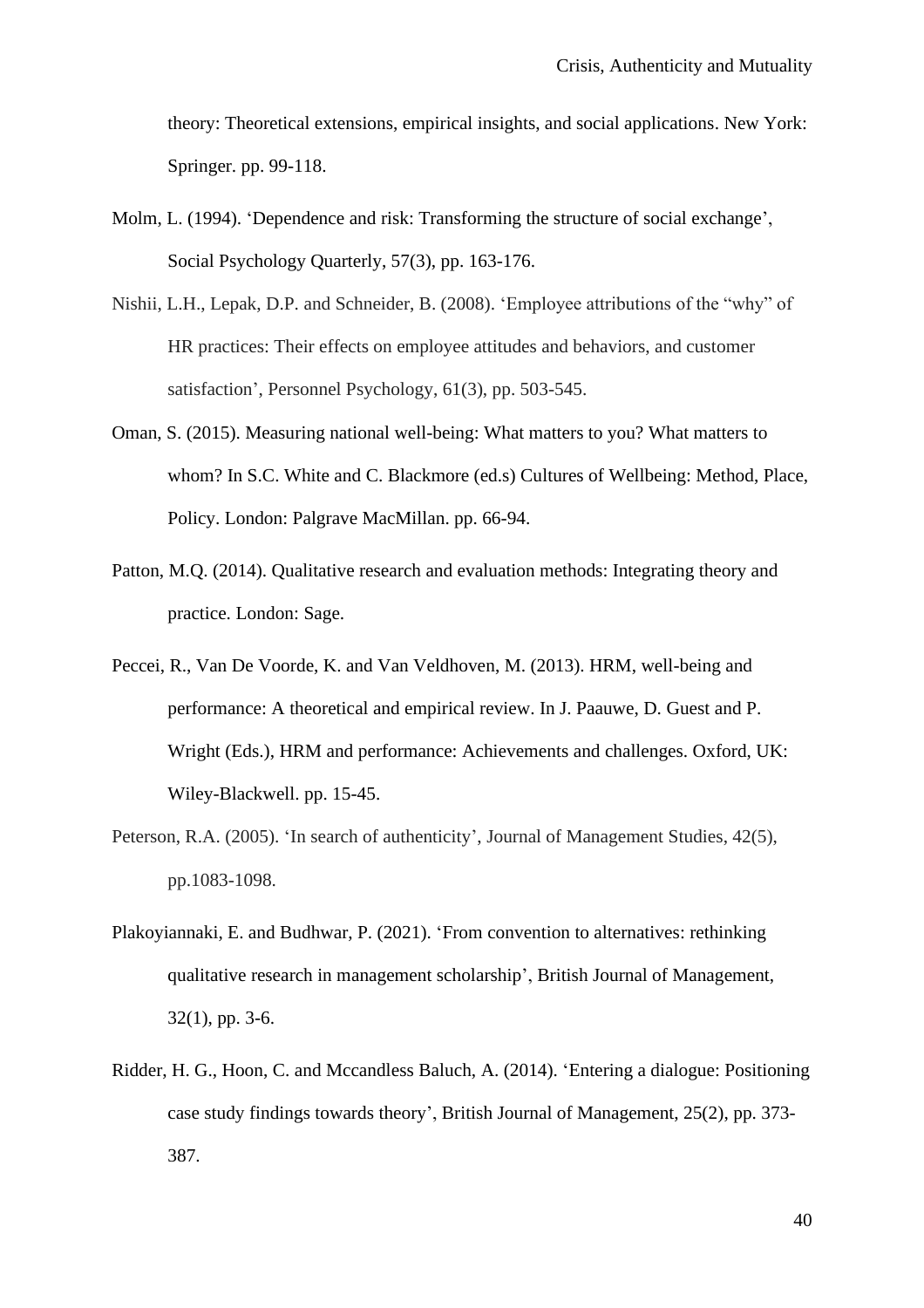theory: Theoretical extensions, empirical insights, and social applications. New York: Springer. pp. 99-118.

Molm, L. (1994). 'Dependence and risk: Transforming the structure of social exchange', Social Psychology Quarterly, 57(3), pp. 163-176.

Nishii, L.H., Lepak, D.P. and Schneider, B. (2008). 'Employee attributions of the "why" of HR practices: Their effects on employee attitudes and behaviors, and customer satisfaction', Personnel Psychology, 61(3), pp. 503-545.

Oman, S. (2015). Measuring national well-being: What matters to you? What matters to whom? In S.C. White and C. Blackmore (ed.s) Cultures of Wellbeing: Method, Place, Policy. London: Palgrave MacMillan. pp. 66-94.

Patton, M.Q. (2014). Qualitative research and evaluation methods: Integrating theory and practice. London: Sage.

Peccei, R., Van De Voorde, K. and Van Veldhoven, M. (2013). HRM, well-being and performance: A theoretical and empirical review. In J. Paauwe, D. Guest and P. Wright (Eds.), HRM and performance: Achievements and challenges. Oxford, UK: Wiley-Blackwell. pp. 15-45.

Peterson, R.A. (2005). 'In search of authenticity', Journal of Management Studies, 42(5), pp.1083-1098.

Plakoyiannaki, E. and Budhwar, P. (2021). 'From convention to alternatives: rethinking qualitative research in management scholarship', British Journal of Management, 32(1), pp. 3-6.

Ridder, H. G., Hoon, C. and Mccandless Baluch, A. (2014). 'Entering a dialogue: Positioning case study findings towards theory', British Journal of Management, 25(2), pp. 373-387.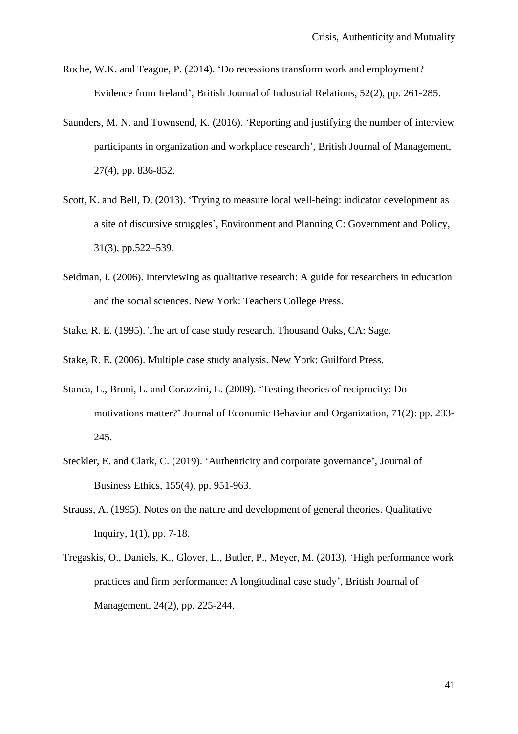Roche, W.K. and Teague, P. (2014). ‘Do recessions transform work and employment? Evidence from Ireland’, British Journal of Industrial Relations, 52(2), pp. 261-285.

Saunders, M. N. and Townsend, K. (2016). ‘Reporting and justifying the number of interview participants in organization and workplace research’, British Journal of Management, 27(4), pp. 836-852.

Scott, K. and Bell, D. (2013). ‘Trying to measure local well-being: indicator development as a site of discursive struggles’, Environment and Planning C: Government and Policy, 31(3), pp.522–539.

Seidman, I. (2006). Interviewing as qualitative research: A guide for researchers in education and the social sciences. New York: Teachers College Press.

Stake, R. E. (1995). The art of case study research. Thousand Oaks, CA: Sage.

Stake, R. E. (2006). Multiple case study analysis. New York: Guilford Press.

Stanca, L., Bruni, L. and Corazzini, L. (2009). ‘Testing theories of reciprocity: Do motivations matter?’ Journal of Economic Behavior and Organization, 71(2): pp. 233-245.

Steckler, E. and Clark, C. (2019). ‘Authenticity and corporate governance’, Journal of Business Ethics, 155(4), pp. 951-963.

Strauss, A. (1995). Notes on the nature and development of general theories. Qualitative Inquiry, 1(1), pp. 7-18.

Tregaskis, O., Daniels, K., Glover, L., Butler, P., Meyer, M. (2013). ‘High performance work practices and firm performance: A longitudinal case study’, British Journal of Management, 24(2), pp. 225-244.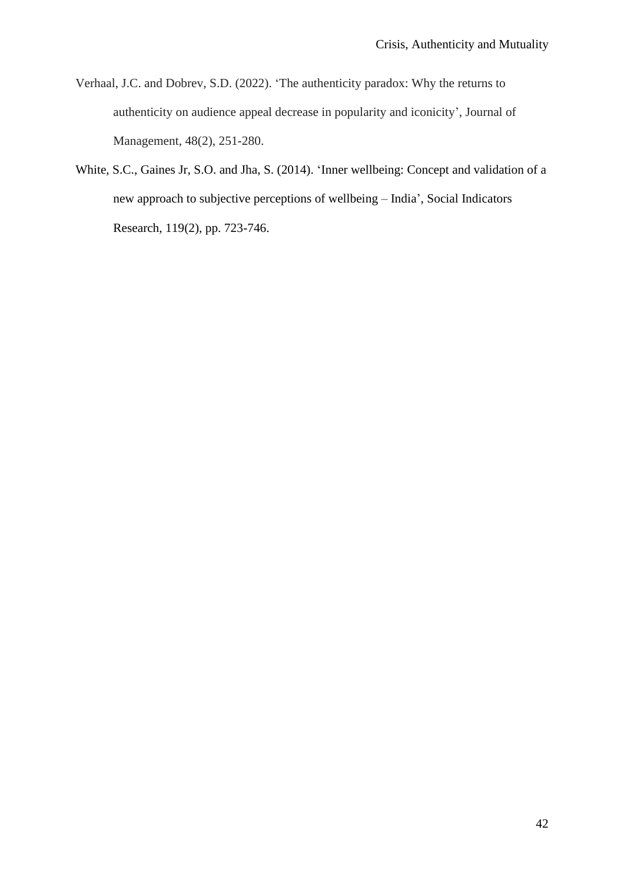Verhaal, J.C. and Dobrev, S.D. (2022). 'The authenticity paradox: Why the returns to authenticity on audience appeal decrease in popularity and iconicity', Journal of Management, 48(2), 251-280.

White, S.C., Gaines Jr, S.O. and Jha, S. (2014). 'Inner wellbeing: Concept and validation of a new approach to subjective perceptions of wellbeing – India', Social Indicators Research, 119(2), pp. 723-746.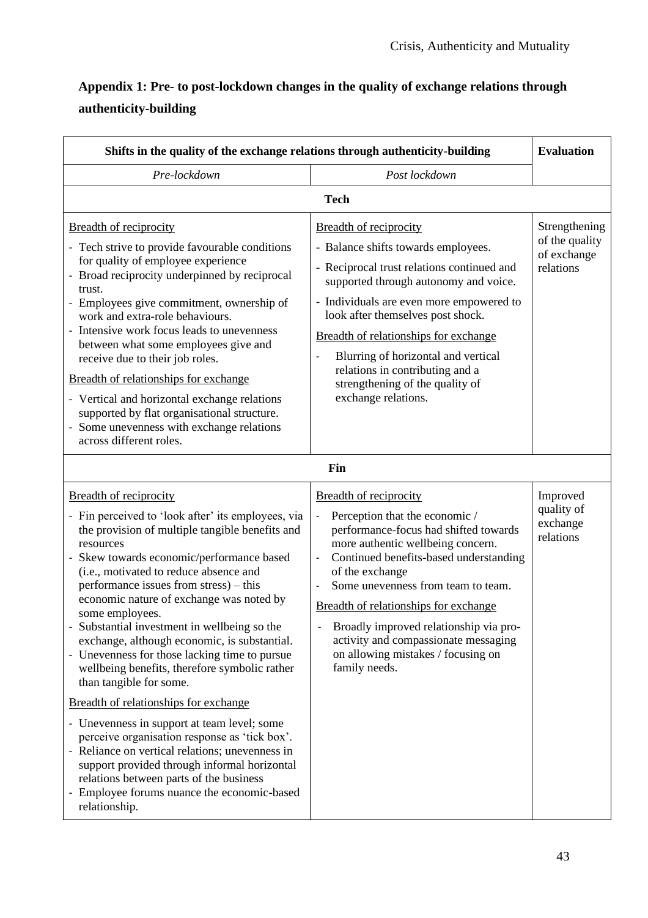## Appendix 1: Pre- to post-lockdown changes in the quality of exchange relations through authenticity-building

| Shifts in the quality of the exchange relations through authenticity-building | | Evaluation |
|---|---|---|
| *Pre-lockdown* | *Post lockdown* | |
| **Tech** | | |
| Breadth of reciprocity<br>- Tech strive to provide favourable conditions for quality of employee experience<br>- Broad reciprocity underpinned by reciprocal trust.<br>- Employees give commitment, ownership of work and extra-role behaviours.<br>- Intensive work focus leads to unevenness between what some employees give and receive due to their job roles.<br>Breadth of relationships for exchange<br>- Vertical and horizontal exchange relations supported by flat organisational structure.<br>- Some unevenness with exchange relations across different roles. | Breadth of reciprocity<br>- Balance shifts towards employees.<br>- Reciprocal trust relations continued and supported through autonomy and voice.<br>- Individuals are even more empowered to look after themselves post shock.<br>Breadth of relationships for exchange<br>- Blurring of horizontal and vertical relations in contributing and a strengthening of the quality of exchange relations. | Strengthening of the quality of exchange relations |
| **Fin** | | |
| Breadth of reciprocity<br>- Fin perceived to 'look after' its employees, via the provision of multiple tangible benefits and resources<br>- Skew towards economic/performance based (i.e., motivated to reduce absence and performance issues from stress) – this economic nature of exchange was noted by some employees.<br>- Substantial investment in wellbeing so the exchange, although economic, is substantial.<br>- Unevenness for those lacking time to pursue wellbeing benefits, therefore symbolic rather than tangible for some.<br>Breadth of relationships for exchange<br>- Unevenness in support at team level; some perceive organisation response as 'tick box'.<br>- Reliance on vertical relations; unevenness in support provided through informal horizontal relations between parts of the business<br>- Employee forums nuance the economic-based relationship. | Breadth of reciprocity<br>- Perception that the economic / performance-focus had shifted towards more authentic wellbeing concern.<br>- Continued benefits-based understanding of the exchange<br>- Some unevenness from team to team.<br>Breadth of relationships for exchange<br>- Broadly improved relationship via pro-activity and compassionate messaging on allowing mistakes / focusing on family needs. | Improved quality of exchange relations |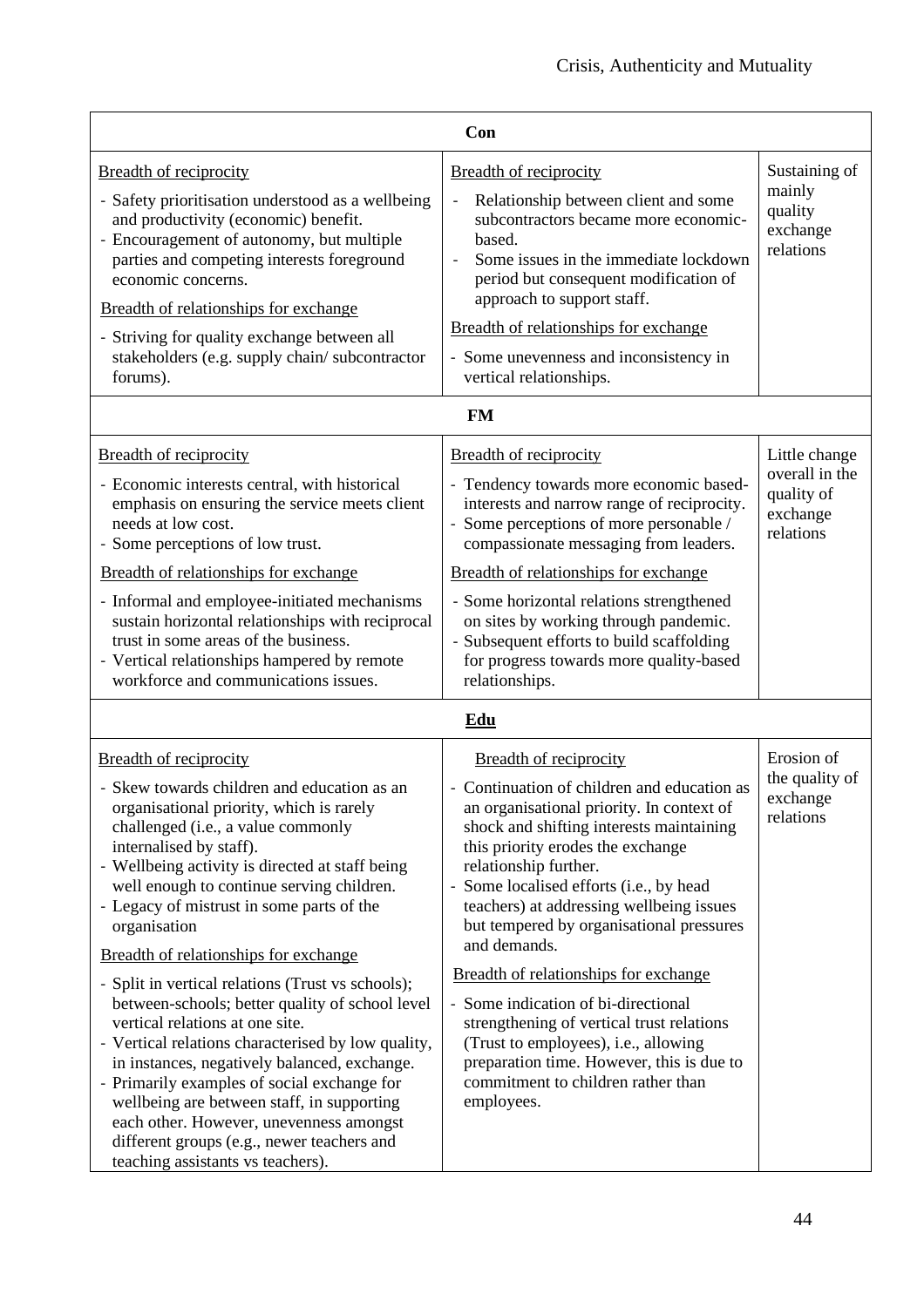| Con | | |
|---|---|---|
| Breadth of reciprocity<br>- Safety prioritisation understood as a wellbeing and productivity (economic) benefit.<br>- Encouragement of autonomy, but multiple parties and competing interests foreground economic concerns.<br>Breadth of relationships for exchange<br>- Striving for quality exchange between all stakeholders (e.g. supply chain/ subcontractor forums). | Breadth of reciprocity<br>- Relationship between client and some subcontractors became more economic-based.<br>- Some issues in the immediate lockdown period but consequent modification of approach to support staff.<br>Breadth of relationships for exchange<br>- Some unevenness and inconsistency in vertical relationships. | Sustaining of mainly quality exchange relations |
| **FM** | | |
| Breadth of reciprocity<br>- Economic interests central, with historical emphasis on ensuring the service meets client needs at low cost.<br>- Some perceptions of low trust.<br>Breadth of relationships for exchange<br>- Informal and employee-initiated mechanisms sustain horizontal relationships with reciprocal trust in some areas of the business.<br>- Vertical relationships hampered by remote workforce and communications issues. | Breadth of reciprocity<br>- Tendency towards more economic based-interests and narrow range of reciprocity.<br>- Some perceptions of more personable / compassionate messaging from leaders.<br>Breadth of relationships for exchange<br>- Some horizontal relations strengthened on sites by working through pandemic.<br>- Subsequent efforts to build scaffolding for progress towards more quality-based relationships. | Little change overall in the quality of exchange relations |
| **Edu** | | |
| Breadth of reciprocity<br>- Skew towards children and education as an organisational priority, which is rarely challenged (i.e., a value commonly internalised by staff).<br>- Wellbeing activity is directed at staff being well enough to continue serving children.<br>- Legacy of mistrust in some parts of the organisation<br>Breadth of relationships for exchange<br>- Split in vertical relations (Trust vs schools); between-schools; better quality of school level vertical relations at one site.<br>- Vertical relations characterised by low quality, in instances, negatively balanced, exchange.<br>- Primarily examples of social exchange for wellbeing are between staff, in supporting each other. However, unevenness amongst different groups (e.g., newer teachers and teaching assistants vs teachers). | Breadth of reciprocity<br>- Continuation of children and education as an organisational priority. In context of shock and shifting interests maintaining this priority erodes the exchange relationship further.<br>- Some localised efforts (i.e., by head teachers) at addressing wellbeing issues but tempered by organisational pressures and demands.<br>Breadth of relationships for exchange<br>- Some indication of bi-directional strengthening of vertical trust relations (Trust to employees), i.e., allowing preparation time. However, this is due to commitment to children rather than employees. | Erosion of the quality of exchange relations |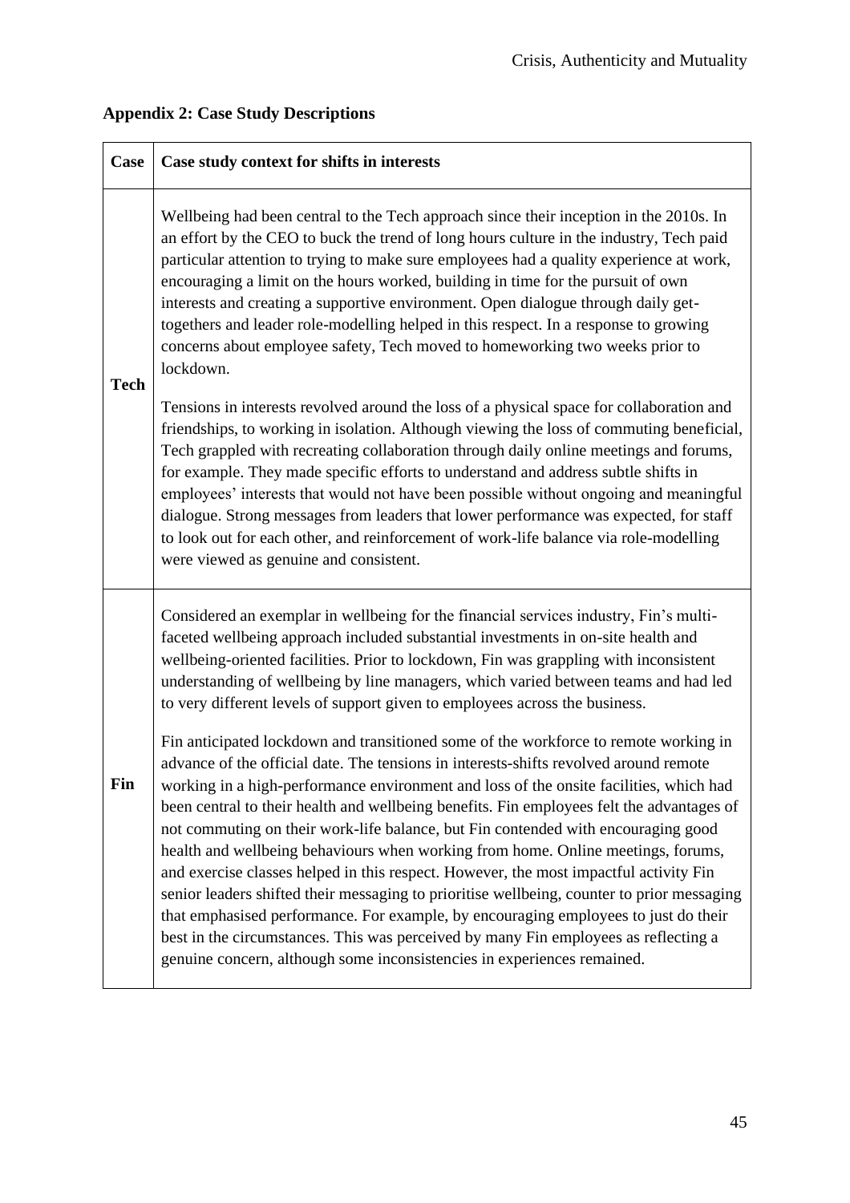## Appendix 2: Case Study Descriptions

| Case | Case study context for shifts in interests |
|---|---|
| **Tech** | Wellbeing had been central to the Tech approach since their inception in the 2010s. In an effort by the CEO to buck the trend of long hours culture in the industry, Tech paid particular attention to trying to make sure employees had a quality experience at work, encouraging a limit on the hours worked, building in time for the pursuit of own interests and creating a supportive environment. Open dialogue through daily get-togethers and leader role-modelling helped in this respect. In a response to growing concerns about employee safety, Tech moved to homeworking two weeks prior to lockdown.<br><br>Tensions in interests revolved around the loss of a physical space for collaboration and friendships, to working in isolation. Although viewing the loss of commuting beneficial, Tech grappled with recreating collaboration through daily online meetings and forums, for example. They made specific efforts to understand and address subtle shifts in employees' interests that would not have been possible without ongoing and meaningful dialogue. Strong messages from leaders that lower performance was expected, for staff to look out for each other, and reinforcement of work-life balance via role-modelling were viewed as genuine and consistent. |
| **Fin** | Considered an exemplar in wellbeing for the financial services industry, Fin's multi-faceted wellbeing approach included substantial investments in on-site health and wellbeing-oriented facilities. Prior to lockdown, Fin was grappling with inconsistent understanding of wellbeing by line managers, which varied between teams and had led to very different levels of support given to employees across the business.<br><br>Fin anticipated lockdown and transitioned some of the workforce to remote working in advance of the official date. The tensions in interests-shifts revolved around remote working in a high-performance environment and loss of the onsite facilities, which had been central to their health and wellbeing benefits. Fin employees felt the advantages of not commuting on their work-life balance, but Fin contended with encouraging good health and wellbeing behaviours when working from home. Online meetings, forums, and exercise classes helped in this respect. However, the most impactful activity Fin senior leaders shifted their messaging to prioritise wellbeing, counter to prior messaging that emphasised performance. For example, by encouraging employees to just do their best in the circumstances. This was perceived by many Fin employees as reflecting a genuine concern, although some inconsistencies in experiences remained. |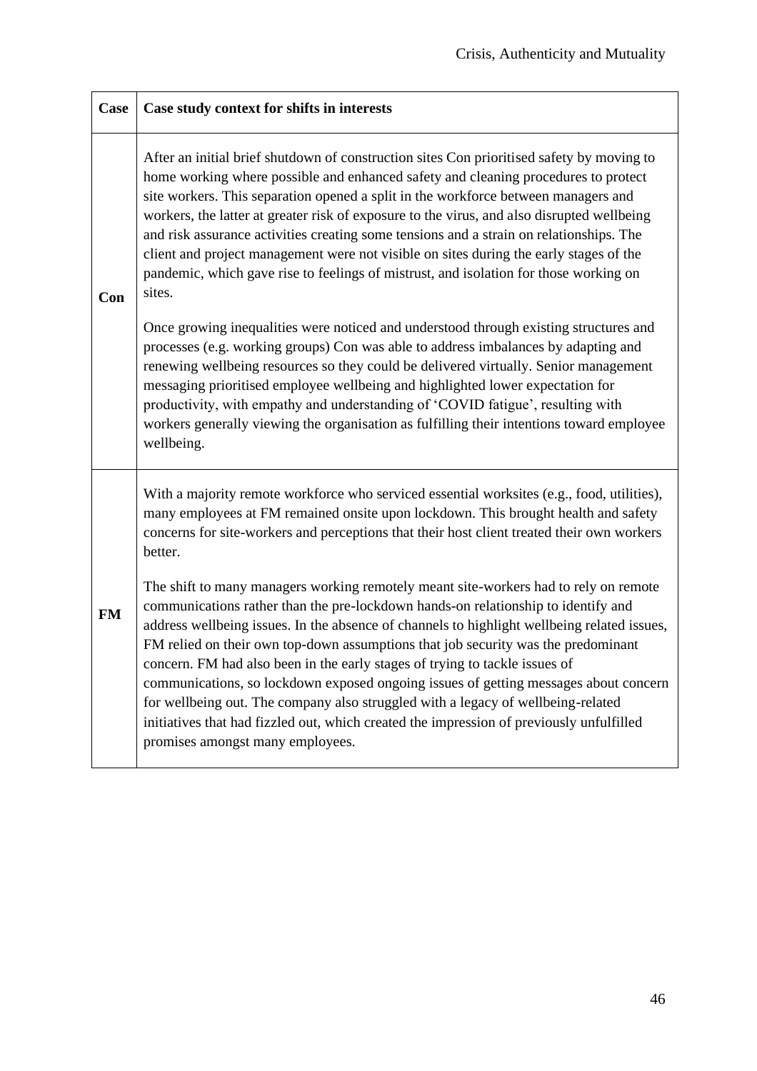| Case | Case study context for shifts in interests |
|---|---|
| Con | After an initial brief shutdown of construction sites Con prioritised safety by moving to home working where possible and enhanced safety and cleaning procedures to protect site workers. This separation opened a split in the workforce between managers and workers, the latter at greater risk of exposure to the virus, and also disrupted wellbeing and risk assurance activities creating some tensions and a strain on relationships. The client and project management were not visible on sites during the early stages of the pandemic, which gave rise to feelings of mistrust, and isolation for those working on sites.<br><br>Once growing inequalities were noticed and understood through existing structures and processes (e.g. working groups) Con was able to address imbalances by adapting and renewing wellbeing resources so they could be delivered virtually. Senior management messaging prioritised employee wellbeing and highlighted lower expectation for productivity, with empathy and understanding of 'COVID fatigue', resulting with workers generally viewing the organisation as fulfilling their intentions toward employee wellbeing. |
| FM | With a majority remote workforce who serviced essential worksites (e.g., food, utilities), many employees at FM remained onsite upon lockdown. This brought health and safety concerns for site-workers and perceptions that their host client treated their own workers better.<br><br>The shift to many managers working remotely meant site-workers had to rely on remote communications rather than the pre-lockdown hands-on relationship to identify and address wellbeing issues. In the absence of channels to highlight wellbeing related issues, FM relied on their own top-down assumptions that job security was the predominant concern. FM had also been in the early stages of trying to tackle issues of communications, so lockdown exposed ongoing issues of getting messages about concern for wellbeing out. The company also struggled with a legacy of wellbeing-related initiatives that had fizzled out, which created the impression of previously unfulfilled promises amongst many employees. |